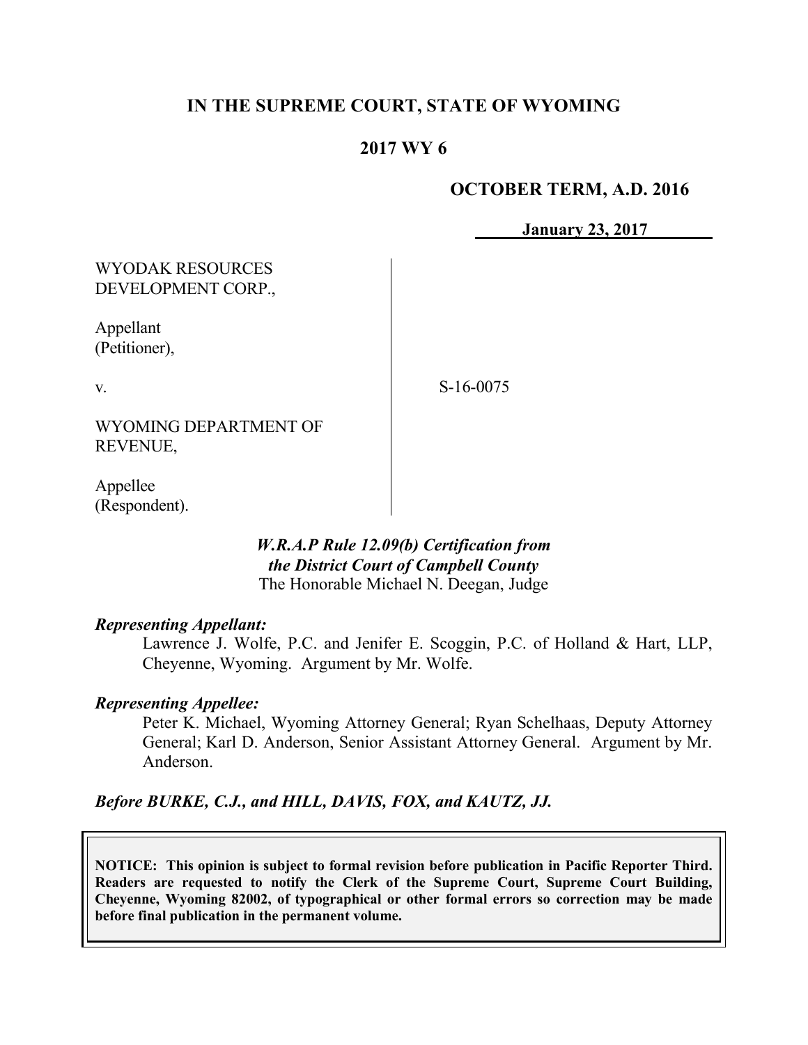# IN THE SUPREME COURT, STATE OF WYOMING

## 2017 WY 6

**OCTOBER TERM, A.D. 2016**

**January 23, 2017**

WYODAK RESOURCES DEVELOPMENT CORP.,

Appellant (Petitioner),

v.

S-16-0075

WYOMING DEPARTMENT OF REVENUE,

Appellee (Respondent).

*W.R.A.P Rule 12.09(b) Certification from the District Court of Campbell County*
The Honorable Michael N. Deegan, Judge

***Representing Appellant:***

Lawrence J. Wolfe, P.C. and Jenifer E. Scoggin, P.C. of Holland & Hart, LLP, Cheyenne, Wyoming. Argument by Mr. Wolfe.

***Representing Appellee:***

Peter K. Michael, Wyoming Attorney General; Ryan Schelhaas, Deputy Attorney General; Karl D. Anderson, Senior Assistant Attorney General. Argument by Mr. Anderson.

***Before BURKE, C.J., and HILL, DAVIS, FOX, and KAUTZ, JJ.***

**NOTICE: This opinion is subject to formal revision before publication in Pacific Reporter Third. Readers are requested to notify the Clerk of the Supreme Court, Supreme Court Building, Cheyenne, Wyoming 82002, of typographical or other formal errors so correction may be made before final publication in the permanent volume.**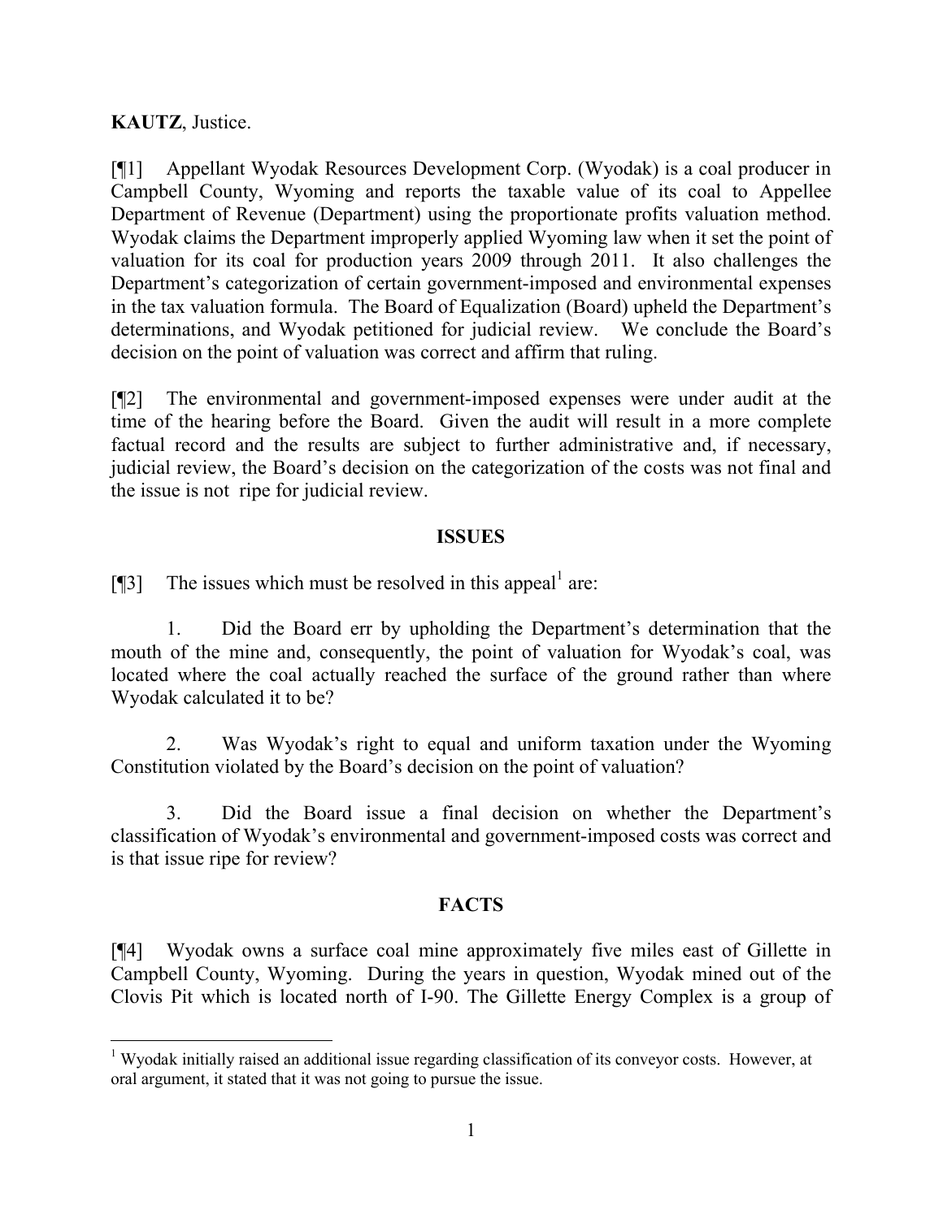**KAUTZ**, Justice.

[¶1] Appellant Wyodak Resources Development Corp. (Wyodak) is a coal producer in Campbell County, Wyoming and reports the taxable value of its coal to Appellee Department of Revenue (Department) using the proportionate profits valuation method. Wyodak claims the Department improperly applied Wyoming law when it set the point of valuation for its coal for production years 2009 through 2011. It also challenges the Department's categorization of certain government-imposed and environmental expenses in the tax valuation formula. The Board of Equalization (Board) upheld the Department's determinations, and Wyodak petitioned for judicial review. We conclude the Board's decision on the point of valuation was correct and affirm that ruling.

[¶2] The environmental and government-imposed expenses were under audit at the time of the hearing before the Board. Given the audit will result in a more complete factual record and the results are subject to further administrative and, if necessary, judicial review, the Board's decision on the categorization of the costs was not final and the issue is not ripe for judicial review.

## ISSUES

[¶3] The issues which must be resolved in this appeal[1] are:

1. Did the Board err by upholding the Department's determination that the mouth of the mine and, consequently, the point of valuation for Wyodak's coal, was located where the coal actually reached the surface of the ground rather than where Wyodak calculated it to be?

2. Was Wyodak's right to equal and uniform taxation under the Wyoming Constitution violated by the Board's decision on the point of valuation?

3. Did the Board issue a final decision on whether the Department's classification of Wyodak's environmental and government-imposed costs was correct and is that issue ripe for review?

## FACTS

[¶4] Wyodak owns a surface coal mine approximately five miles east of Gillette in Campbell County, Wyoming. During the years in question, Wyodak mined out of the Clovis Pit which is located north of I-90. The Gillette Energy Complex is a group of

---

[1] Wyodak initially raised an additional issue regarding classification of its conveyor costs. However, at oral argument, it stated that it was not going to pursue the issue.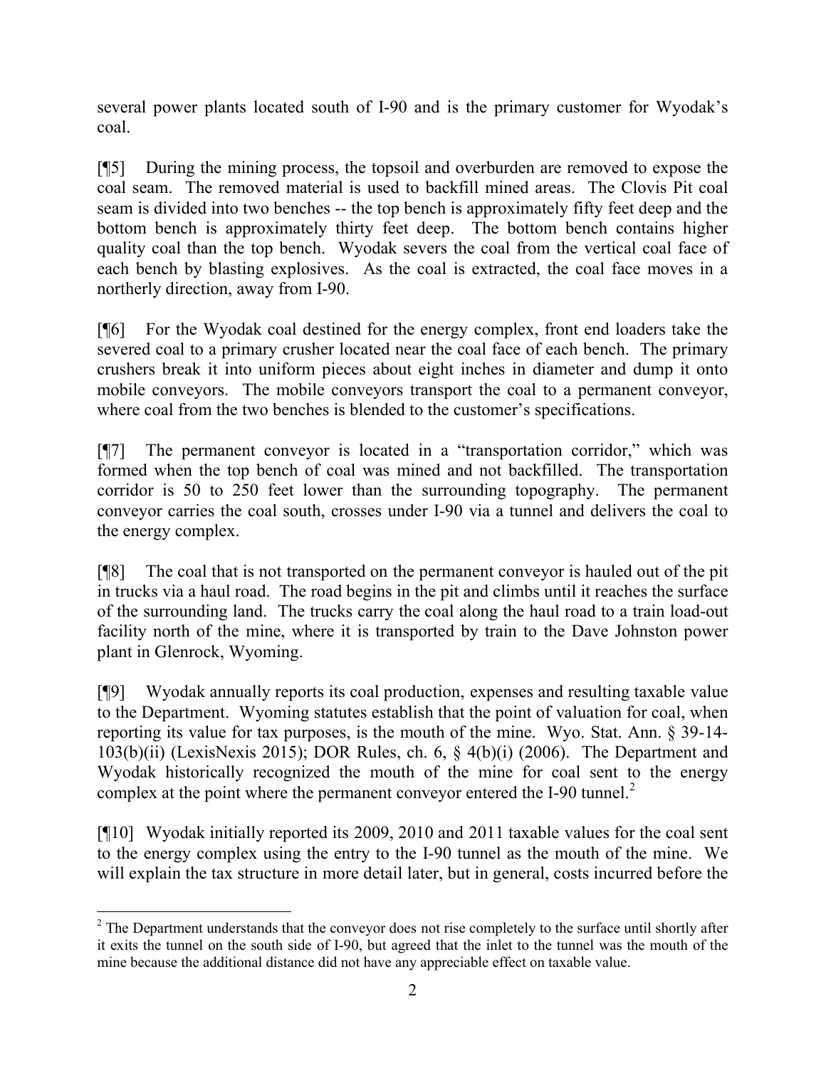several power plants located south of I-90 and is the primary customer for Wyodak's coal.

[¶5] During the mining process, the topsoil and overburden are removed to expose the coal seam. The removed material is used to backfill mined areas. The Clovis Pit coal seam is divided into two benches -- the top bench is approximately fifty feet deep and the bottom bench is approximately thirty feet deep. The bottom bench contains higher quality coal than the top bench. Wyodak severs the coal from the vertical coal face of each bench by blasting explosives. As the coal is extracted, the coal face moves in a northerly direction, away from I-90.

[¶6] For the Wyodak coal destined for the energy complex, front end loaders take the severed coal to a primary crusher located near the coal face of each bench. The primary crushers break it into uniform pieces about eight inches in diameter and dump it onto mobile conveyors. The mobile conveyors transport the coal to a permanent conveyor, where coal from the two benches is blended to the customer's specifications.

[¶7] The permanent conveyor is located in a "transportation corridor," which was formed when the top bench of coal was mined and not backfilled. The transportation corridor is 50 to 250 feet lower than the surrounding topography. The permanent conveyor carries the coal south, crosses under I-90 via a tunnel and delivers the coal to the energy complex.

[¶8] The coal that is not transported on the permanent conveyor is hauled out of the pit in trucks via a haul road. The road begins in the pit and climbs until it reaches the surface of the surrounding land. The trucks carry the coal along the haul road to a train load-out facility north of the mine, where it is transported by train to the Dave Johnston power plant in Glenrock, Wyoming.

[¶9] Wyodak annually reports its coal production, expenses and resulting taxable value to the Department. Wyoming statutes establish that the point of valuation for coal, when reporting its value for tax purposes, is the mouth of the mine. Wyo. Stat. Ann. § 39-14-103(b)(ii) (LexisNexis 2015); DOR Rules, ch. 6, § 4(b)(i) (2006). The Department and Wyodak historically recognized the mouth of the mine for coal sent to the energy complex at the point where the permanent conveyor entered the I-90 tunnel.[2]

[¶10] Wyodak initially reported its 2009, 2010 and 2011 taxable values for the coal sent to the energy complex using the entry to the I-90 tunnel as the mouth of the mine. We will explain the tax structure in more detail later, but in general, costs incurred before the

[2] The Department understands that the conveyor does not rise completely to the surface until shortly after it exits the tunnel on the south side of I-90, but agreed that the inlet to the tunnel was the mouth of the mine because the additional distance did not have any appreciable effect on taxable value.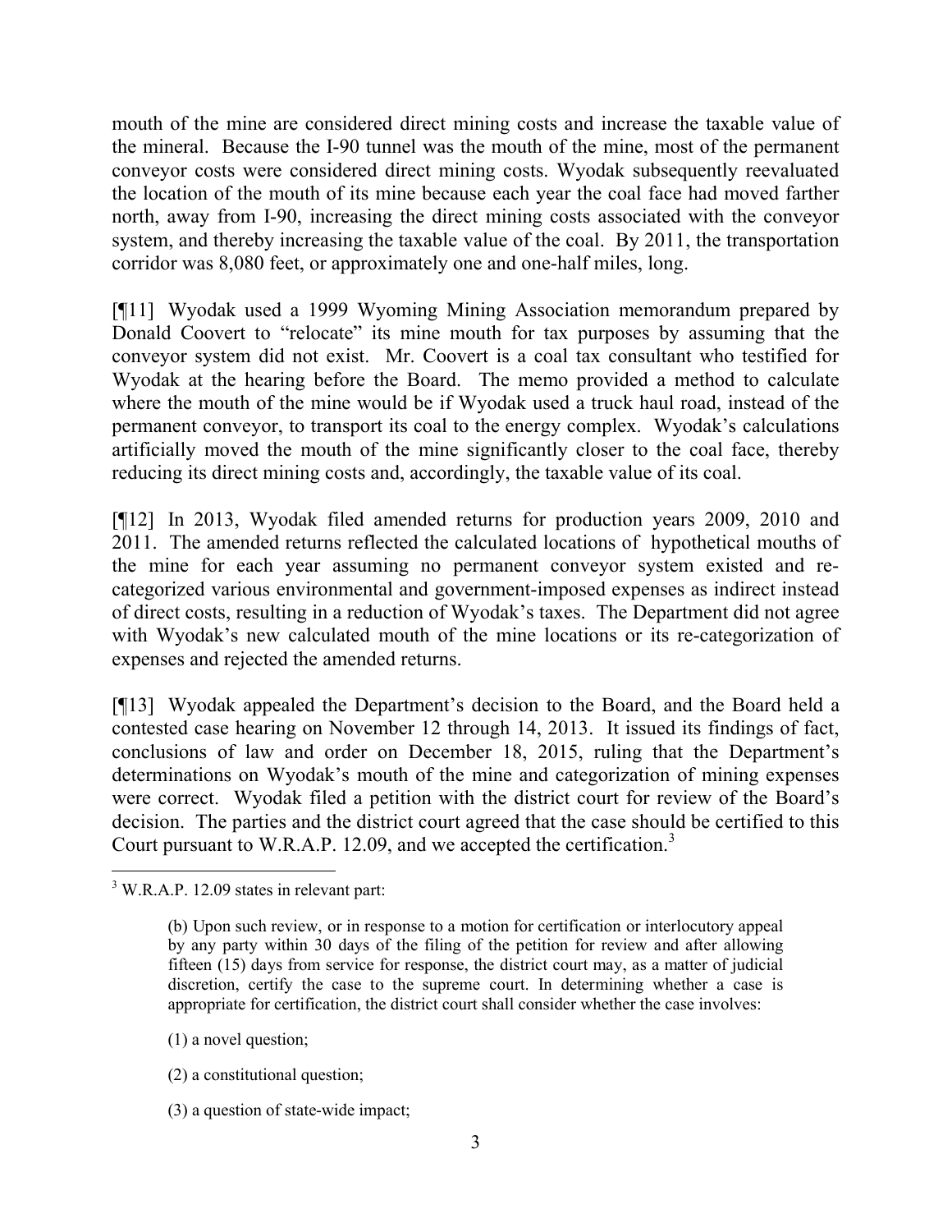mouth of the mine are considered direct mining costs and increase the taxable value of the mineral. Because the I-90 tunnel was the mouth of the mine, most of the permanent conveyor costs were considered direct mining costs. Wyodak subsequently reevaluated the location of the mouth of its mine because each year the coal face had moved farther north, away from I-90, increasing the direct mining costs associated with the conveyor system, and thereby increasing the taxable value of the coal. By 2011, the transportation corridor was 8,080 feet, or approximately one and one-half miles, long.

[¶11] Wyodak used a 1999 Wyoming Mining Association memorandum prepared by Donald Coovert to "relocate" its mine mouth for tax purposes by assuming that the conveyor system did not exist. Mr. Coovert is a coal tax consultant who testified for Wyodak at the hearing before the Board. The memo provided a method to calculate where the mouth of the mine would be if Wyodak used a truck haul road, instead of the permanent conveyor, to transport its coal to the energy complex. Wyodak's calculations artificially moved the mouth of the mine significantly closer to the coal face, thereby reducing its direct mining costs and, accordingly, the taxable value of its coal.

[¶12] In 2013, Wyodak filed amended returns for production years 2009, 2010 and 2011. The amended returns reflected the calculated locations of hypothetical mouths of the mine for each year assuming no permanent conveyor system existed and re-categorized various environmental and government-imposed expenses as indirect instead of direct costs, resulting in a reduction of Wyodak's taxes. The Department did not agree with Wyodak's new calculated mouth of the mine locations or its re-categorization of expenses and rejected the amended returns.

[¶13] Wyodak appealed the Department's decision to the Board, and the Board held a contested case hearing on November 12 through 14, 2013. It issued its findings of fact, conclusions of law and order on December 18, 2015, ruling that the Department's determinations on Wyodak's mouth of the mine and categorization of mining expenses were correct. Wyodak filed a petition with the district court for review of the Board's decision. The parties and the district court agreed that the case should be certified to this Court pursuant to W.R.A.P. 12.09, and we accepted the certification.[3]

---

[3] W.R.A.P. 12.09 states in relevant part:

> (b) Upon such review, or in response to a motion for certification or interlocutory appeal by any party within 30 days of the filing of the petition for review and after allowing fifteen (15) days from service for response, the district court may, as a matter of judicial discretion, certify the case to the supreme court. In determining whether a case is appropriate for certification, the district court shall consider whether the case involves:
>
> (1) a novel question;
>
> (2) a constitutional question;
>
> (3) a question of state-wide impact;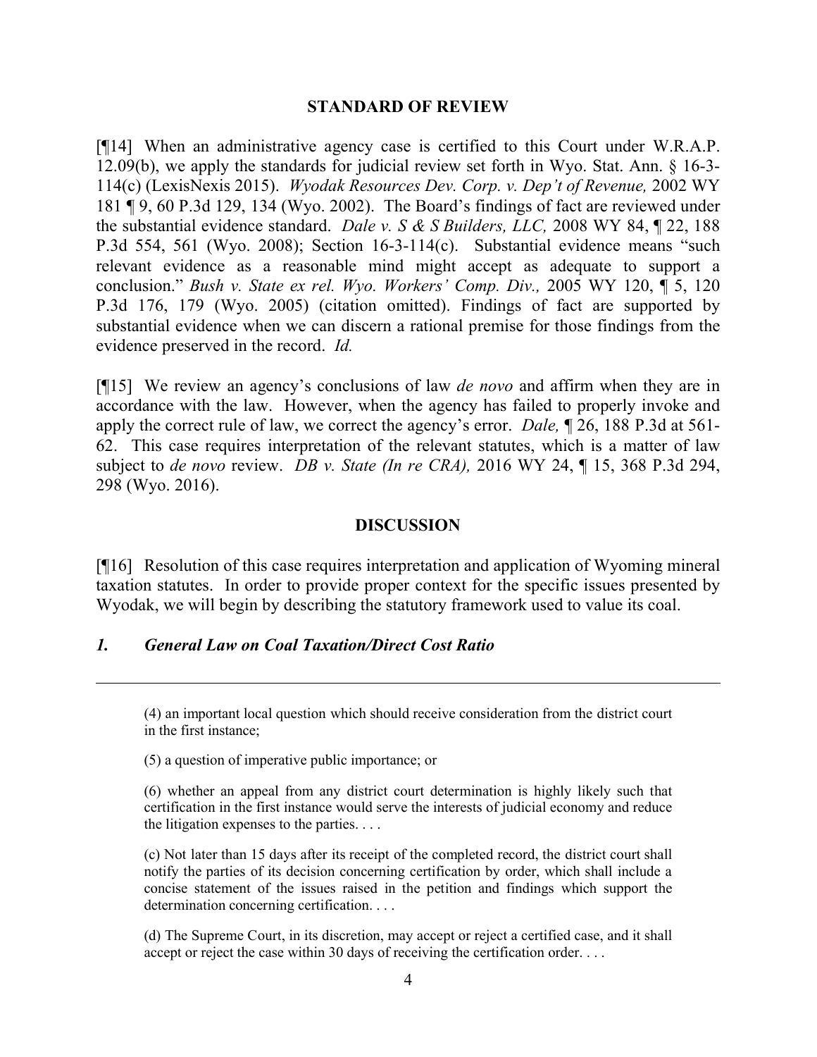## STANDARD OF REVIEW

[¶14] When an administrative agency case is certified to this Court under W.R.A.P. 12.09(b), we apply the standards for judicial review set forth in Wyo. Stat. Ann. § 16-3-114(c) (LexisNexis 2015). *Wyodak Resources Dev. Corp. v. Dep't of Revenue,* 2002 WY 181 ¶ 9, 60 P.3d 129, 134 (Wyo. 2002). The Board's findings of fact are reviewed under the substantial evidence standard. *Dale v. S & S Builders, LLC,* 2008 WY 84, ¶ 22, 188 P.3d 554, 561 (Wyo. 2008); Section 16-3-114(c). Substantial evidence means "such relevant evidence as a reasonable mind might accept as adequate to support a conclusion." *Bush v. State ex rel. Wyo. Workers' Comp. Div.,* 2005 WY 120, ¶ 5, 120 P.3d 176, 179 (Wyo. 2005) (citation omitted). Findings of fact are supported by substantial evidence when we can discern a rational premise for those findings from the evidence preserved in the record. *Id.*

[¶15] We review an agency's conclusions of law *de novo* and affirm when they are in accordance with the law. However, when the agency has failed to properly invoke and apply the correct rule of law, we correct the agency's error. *Dale,* ¶ 26, 188 P.3d at 561-62. This case requires interpretation of the relevant statutes, which is a matter of law subject to *de novo* review. *DB v. State (In re CRA),* 2016 WY 24, ¶ 15, 368 P.3d 294, 298 (Wyo. 2016).

## DISCUSSION

[¶16] Resolution of this case requires interpretation and application of Wyoming mineral taxation statutes. In order to provide proper context for the specific issues presented by Wyodak, we will begin by describing the statutory framework used to value its coal.

### *1. General Law on Coal Taxation/Direct Cost Ratio*

---

> (4) an important local question which should receive consideration from the district court in the first instance;
>
> (5) a question of imperative public importance; or
>
> (6) whether an appeal from any district court determination is highly likely such that certification in the first instance would serve the interests of judicial economy and reduce the litigation expenses to the parties. . . .
>
> (c) Not later than 15 days after its receipt of the completed record, the district court shall notify the parties of its decision concerning certification by order, which shall include a concise statement of the issues raised in the petition and findings which support the determination concerning certification. . . .
>
> (d) The Supreme Court, in its discretion, may accept or reject a certified case, and it shall accept or reject the case within 30 days of receiving the certification order. . . .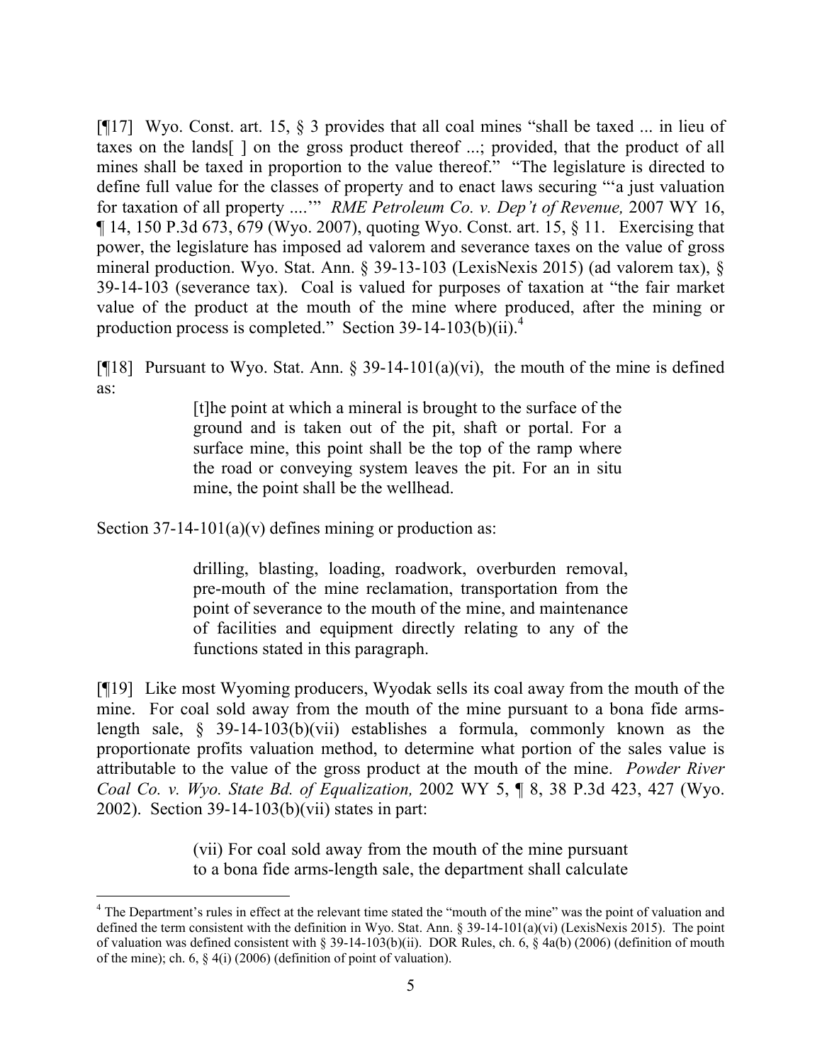[¶17] Wyo. Const. art. 15, § 3 provides that all coal mines "shall be taxed ... in lieu of taxes on the lands[ ] on the gross product thereof ...; provided, that the product of all mines shall be taxed in proportion to the value thereof." "The legislature is directed to define full value for the classes of property and to enact laws securing "'a just valuation for taxation of all property ....'" *RME Petroleum Co. v. Dep't of Revenue,* 2007 WY 16, ¶ 14, 150 P.3d 673, 679 (Wyo. 2007), quoting Wyo. Const. art. 15, § 11. Exercising that power, the legislature has imposed ad valorem and severance taxes on the value of gross mineral production. Wyo. Stat. Ann. § 39-13-103 (LexisNexis 2015) (ad valorem tax), § 39-14-103 (severance tax). Coal is valued for purposes of taxation at "the fair market value of the product at the mouth of the mine where produced, after the mining or production process is completed." Section 39-14-103(b)(ii).[4]

[¶18] Pursuant to Wyo. Stat. Ann. § 39-14-101(a)(vi), the mouth of the mine is defined as:

> [t]he point at which a mineral is brought to the surface of the ground and is taken out of the pit, shaft or portal. For a surface mine, this point shall be the top of the ramp where the road or conveying system leaves the pit. For an in situ mine, the point shall be the wellhead.

Section 37-14-101(a)(v) defines mining or production as:

> drilling, blasting, loading, roadwork, overburden removal, pre-mouth of the mine reclamation, transportation from the point of severance to the mouth of the mine, and maintenance of facilities and equipment directly relating to any of the functions stated in this paragraph.

[¶19] Like most Wyoming producers, Wyodak sells its coal away from the mouth of the mine. For coal sold away from the mouth of the mine pursuant to a bona fide arms-length sale, § 39-14-103(b)(vii) establishes a formula, commonly known as the proportionate profits valuation method, to determine what portion of the sales value is attributable to the value of the gross product at the mouth of the mine. *Powder River Coal Co. v. Wyo. State Bd. of Equalization,* 2002 WY 5, ¶ 8, 38 P.3d 423, 427 (Wyo. 2002). Section 39-14-103(b)(vii) states in part:

> (vii) For coal sold away from the mouth of the mine pursuant to a bona fide arms-length sale, the department shall calculate

[4] The Department's rules in effect at the relevant time stated the "mouth of the mine" was the point of valuation and defined the term consistent with the definition in Wyo. Stat. Ann. § 39-14-101(a)(vi) (LexisNexis 2015). The point of valuation was defined consistent with § 39-14-103(b)(ii). DOR Rules, ch. 6, § 4a(b) (2006) (definition of mouth of the mine); ch. 6, § 4(i) (2006) (definition of point of valuation).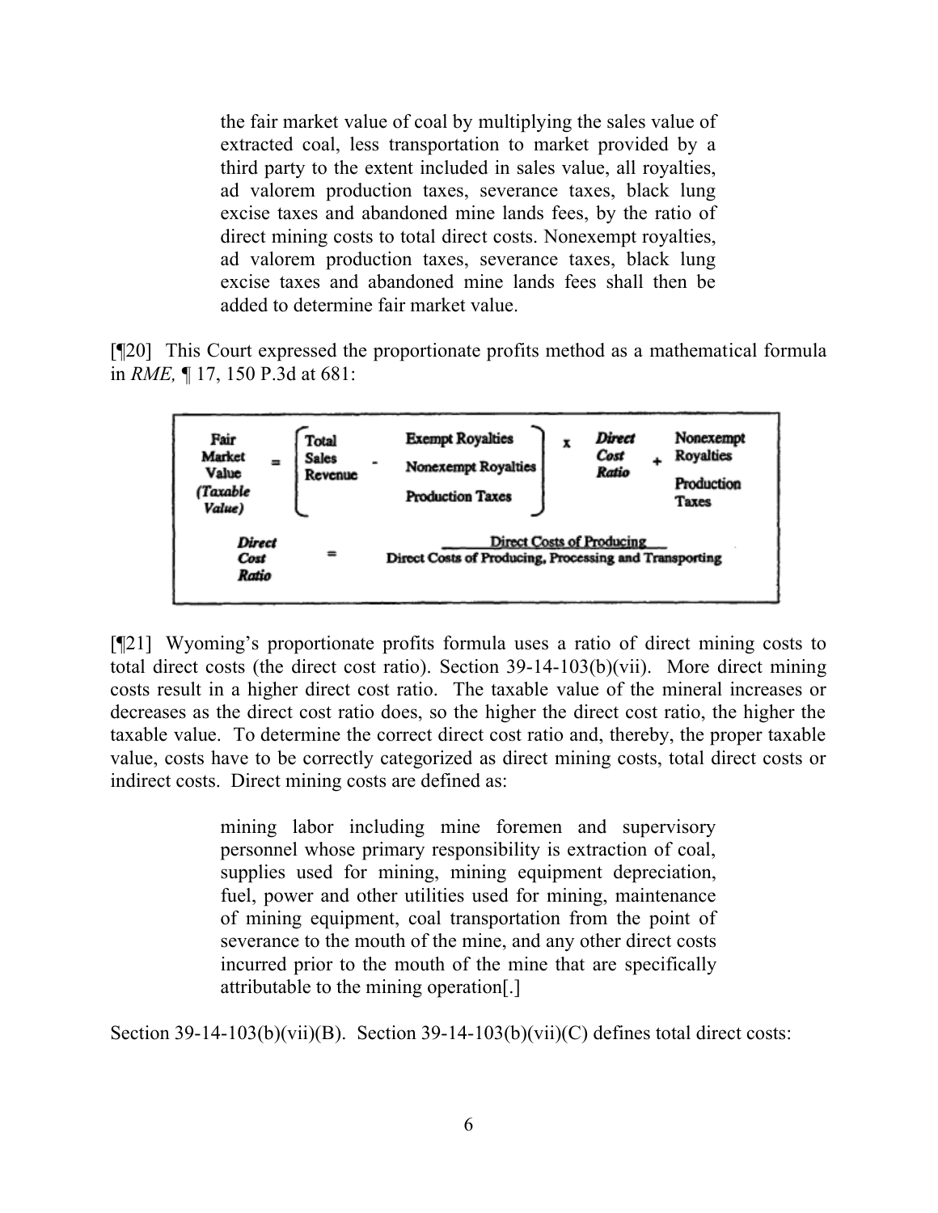> the fair market value of coal by multiplying the sales value of extracted coal, less transportation to market provided by a third party to the extent included in sales value, all royalties, ad valorem production taxes, severance taxes, black lung excise taxes and abandoned mine lands fees, by the ratio of direct mining costs to total direct costs. Nonexempt royalties, ad valorem production taxes, severance taxes, black lung excise taxes and abandoned mine lands fees shall then be added to determine fair market value.

[¶20] This Court expressed the proportionate profits method as a mathematical formula in *RME,* ¶ 17, 150 P.3d at 681:

$$\text{Fair Market Value } \textit{(Taxable Value)} = \left[ \text{Total Sales Revenue} - \begin{matrix} \text{Exempt Royalties} \\ \text{Nonexempt Royalties} \\ \text{Production Taxes} \end{matrix} \right] \times \textbf{\textit{Direct Cost Ratio}} + \begin{matrix} \text{Nonexempt Royalties} \\ \text{Production Taxes} \end{matrix}$$

$$\textbf{\textit{Direct Cost Ratio}} = \frac{\text{Direct Costs of Producing}}{\text{Direct Costs of Producing, Processing and Transporting}}$$

[¶21] Wyoming's proportionate profits formula uses a ratio of direct mining costs to total direct costs (the direct cost ratio). Section 39-14-103(b)(vii). More direct mining costs result in a higher direct cost ratio. The taxable value of the mineral increases or decreases as the direct cost ratio does, so the higher the direct cost ratio, the higher the taxable value. To determine the correct direct cost ratio and, thereby, the proper taxable value, costs have to be correctly categorized as direct mining costs, total direct costs or indirect costs. Direct mining costs are defined as:

> mining labor including mine foremen and supervisory personnel whose primary responsibility is extraction of coal, supplies used for mining, mining equipment depreciation, fuel, power and other utilities used for mining, maintenance of mining equipment, coal transportation from the point of severance to the mouth of the mine, and any other direct costs incurred prior to the mouth of the mine that are specifically attributable to the mining operation[.]

Section 39-14-103(b)(vii)(B). Section 39-14-103(b)(vii)(C) defines total direct costs: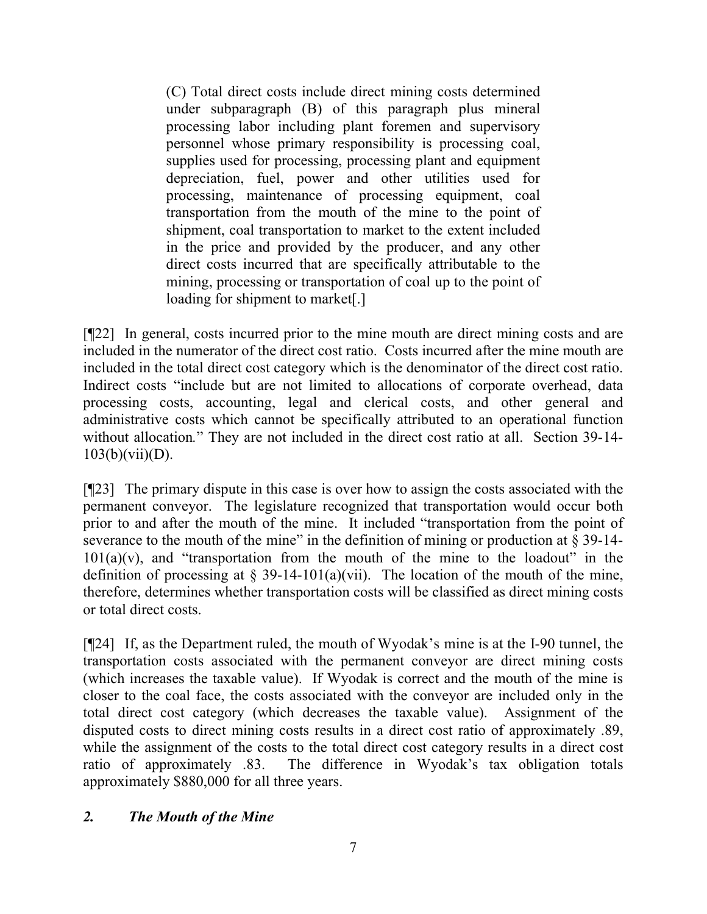> (C) Total direct costs include direct mining costs determined under subparagraph (B) of this paragraph plus mineral processing labor including plant foremen and supervisory personnel whose primary responsibility is processing coal, supplies used for processing, processing plant and equipment depreciation, fuel, power and other utilities used for processing, maintenance of processing equipment, coal transportation from the mouth of the mine to the point of shipment, coal transportation to market to the extent included in the price and provided by the producer, and any other direct costs incurred that are specifically attributable to the mining, processing or transportation of coal up to the point of loading for shipment to market[.]

[¶22] In general, costs incurred prior to the mine mouth are direct mining costs and are included in the numerator of the direct cost ratio. Costs incurred after the mine mouth are included in the total direct cost category which is the denominator of the direct cost ratio. Indirect costs "include but are not limited to allocations of corporate overhead, data processing costs, accounting, legal and clerical costs, and other general and administrative costs which cannot be specifically attributed to an operational function without allocation." They are not included in the direct cost ratio at all. Section 39-14-103(b)(vii)(D).

[¶23] The primary dispute in this case is over how to assign the costs associated with the permanent conveyor. The legislature recognized that transportation would occur both prior to and after the mouth of the mine. It included "transportation from the point of severance to the mouth of the mine" in the definition of mining or production at § 39-14-101(a)(v), and "transportation from the mouth of the mine to the loadout" in the definition of processing at § 39-14-101(a)(vii). The location of the mouth of the mine, therefore, determines whether transportation costs will be classified as direct mining costs or total direct costs.

[¶24] If, as the Department ruled, the mouth of Wyodak's mine is at the I-90 tunnel, the transportation costs associated with the permanent conveyor are direct mining costs (which increases the taxable value). If Wyodak is correct and the mouth of the mine is closer to the coal face, the costs associated with the conveyor are included only in the total direct cost category (which decreases the taxable value). Assignment of the disputed costs to direct mining costs results in a direct cost ratio of approximately .89, while the assignment of the costs to the total direct cost category results in a direct cost ratio of approximately .83. The difference in Wyodak's tax obligation totals approximately $880,000 for all three years.

### *2. The Mouth of the Mine*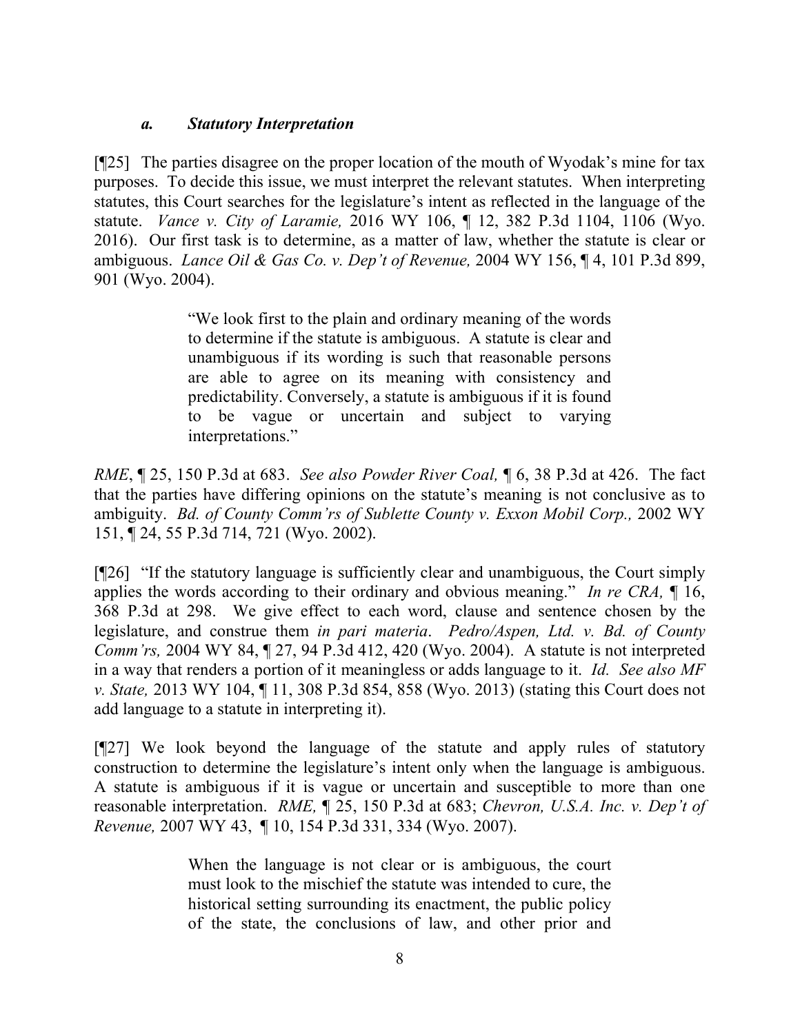### *a. Statutory Interpretation*

[¶25] The parties disagree on the proper location of the mouth of Wyodak's mine for tax purposes. To decide this issue, we must interpret the relevant statutes. When interpreting statutes, this Court searches for the legislature's intent as reflected in the language of the statute. *Vance v. City of Laramie,* 2016 WY 106, ¶ 12, 382 P.3d 1104, 1106 (Wyo. 2016). Our first task is to determine, as a matter of law, whether the statute is clear or ambiguous. *Lance Oil & Gas Co. v. Dep't of Revenue,* 2004 WY 156, ¶ 4, 101 P.3d 899, 901 (Wyo. 2004).

> "We look first to the plain and ordinary meaning of the words to determine if the statute is ambiguous. A statute is clear and unambiguous if its wording is such that reasonable persons are able to agree on its meaning with consistency and predictability. Conversely, a statute is ambiguous if it is found to be vague or uncertain and subject to varying interpretations."

*RME*, ¶ 25, 150 P.3d at 683. *See also Powder River Coal,* ¶ 6, 38 P.3d at 426. The fact that the parties have differing opinions on the statute's meaning is not conclusive as to ambiguity. *Bd. of County Comm'rs of Sublette County v. Exxon Mobil Corp.,* 2002 WY 151, ¶ 24, 55 P.3d 714, 721 (Wyo. 2002).

[¶26] "If the statutory language is sufficiently clear and unambiguous, the Court simply applies the words according to their ordinary and obvious meaning." *In re CRA,* ¶ 16, 368 P.3d at 298. We give effect to each word, clause and sentence chosen by the legislature, and construe them *in pari materia*. *Pedro/Aspen, Ltd. v. Bd. of County Comm'rs,* 2004 WY 84, ¶ 27, 94 P.3d 412, 420 (Wyo. 2004). A statute is not interpreted in a way that renders a portion of it meaningless or adds language to it. *Id. See also MF v. State,* 2013 WY 104, ¶ 11, 308 P.3d 854, 858 (Wyo. 2013) (stating this Court does not add language to a statute in interpreting it).

[¶27] We look beyond the language of the statute and apply rules of statutory construction to determine the legislature's intent only when the language is ambiguous. A statute is ambiguous if it is vague or uncertain and susceptible to more than one reasonable interpretation. *RME,* ¶ 25, 150 P.3d at 683; *Chevron, U.S.A. Inc. v. Dep't of Revenue,* 2007 WY 43, ¶ 10, 154 P.3d 331, 334 (Wyo. 2007).

> When the language is not clear or is ambiguous, the court must look to the mischief the statute was intended to cure, the historical setting surrounding its enactment, the public policy of the state, the conclusions of law, and other prior and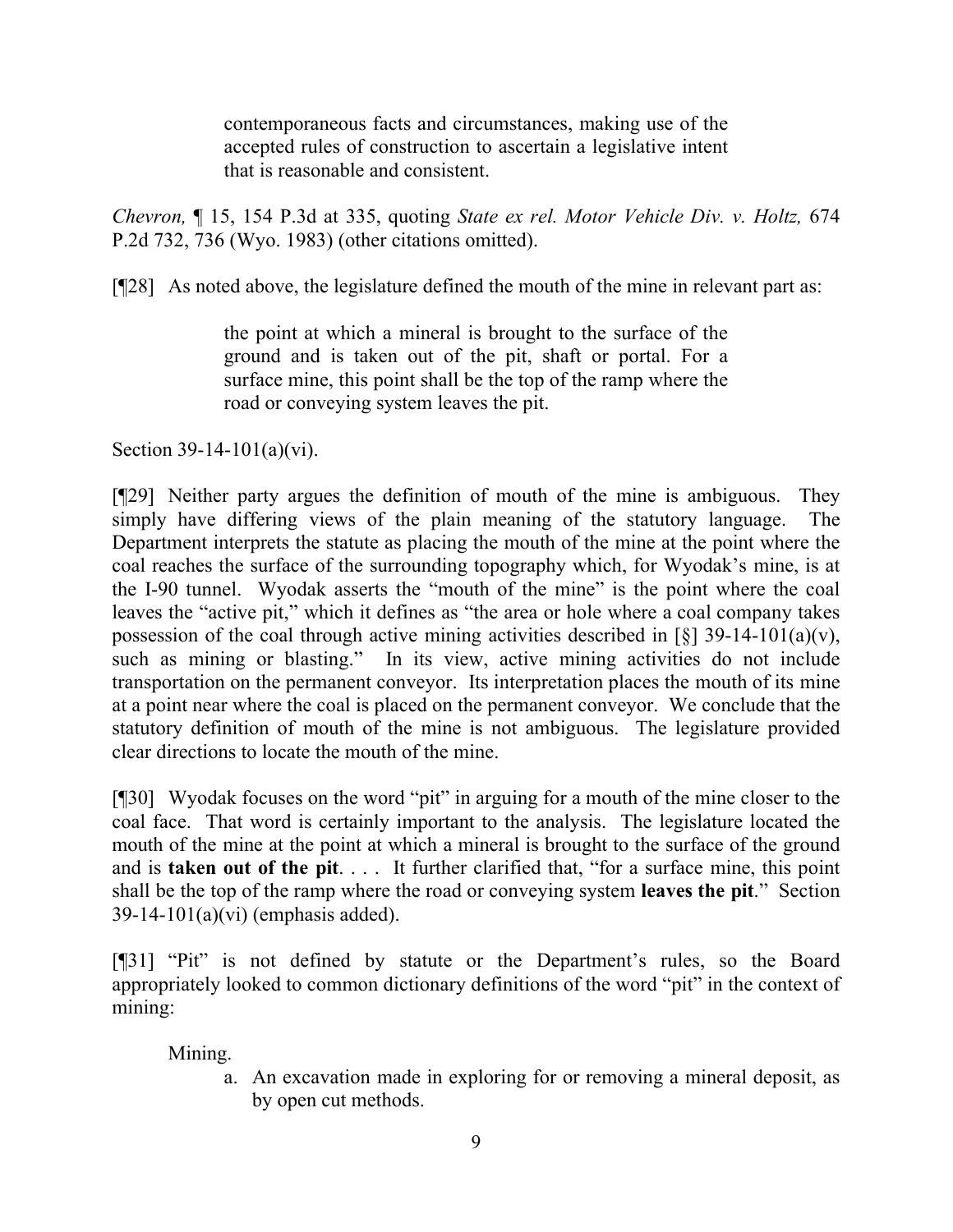> contemporaneous facts and circumstances, making use of the accepted rules of construction to ascertain a legislative intent that is reasonable and consistent.

*Chevron,* ¶ 15, 154 P.3d at 335, quoting *State ex rel. Motor Vehicle Div. v. Holtz,* 674 P.2d 732, 736 (Wyo. 1983) (other citations omitted).

[¶28] As noted above, the legislature defined the mouth of the mine in relevant part as:

> the point at which a mineral is brought to the surface of the ground and is taken out of the pit, shaft or portal. For a surface mine, this point shall be the top of the ramp where the road or conveying system leaves the pit.

Section 39-14-101(a)(vi).

[¶29] Neither party argues the definition of mouth of the mine is ambiguous. They simply have differing views of the plain meaning of the statutory language. The Department interprets the statute as placing the mouth of the mine at the point where the coal reaches the surface of the surrounding topography which, for Wyodak's mine, is at the I-90 tunnel. Wyodak asserts the "mouth of the mine" is the point where the coal leaves the "active pit," which it defines as "the area or hole where a coal company takes possession of the coal through active mining activities described in [§] 39-14-101(a)(v), such as mining or blasting." In its view, active mining activities do not include transportation on the permanent conveyor. Its interpretation places the mouth of its mine at a point near where the coal is placed on the permanent conveyor. We conclude that the statutory definition of mouth of the mine is not ambiguous. The legislature provided clear directions to locate the mouth of the mine.

[¶30] Wyodak focuses on the word "pit" in arguing for a mouth of the mine closer to the coal face. That word is certainly important to the analysis. The legislature located the mouth of the mine at the point at which a mineral is brought to the surface of the ground and is **taken out of the pit**. . . . It further clarified that, "for a surface mine, this point shall be the top of the ramp where the road or conveying system **leaves the pit**." Section 39-14-101(a)(vi) (emphasis added).

[¶31] "Pit" is not defined by statute or the Department's rules, so the Board appropriately looked to common dictionary definitions of the word "pit" in the context of mining:

> Mining.
>
> a. An excavation made in exploring for or removing a mineral deposit, as by open cut methods.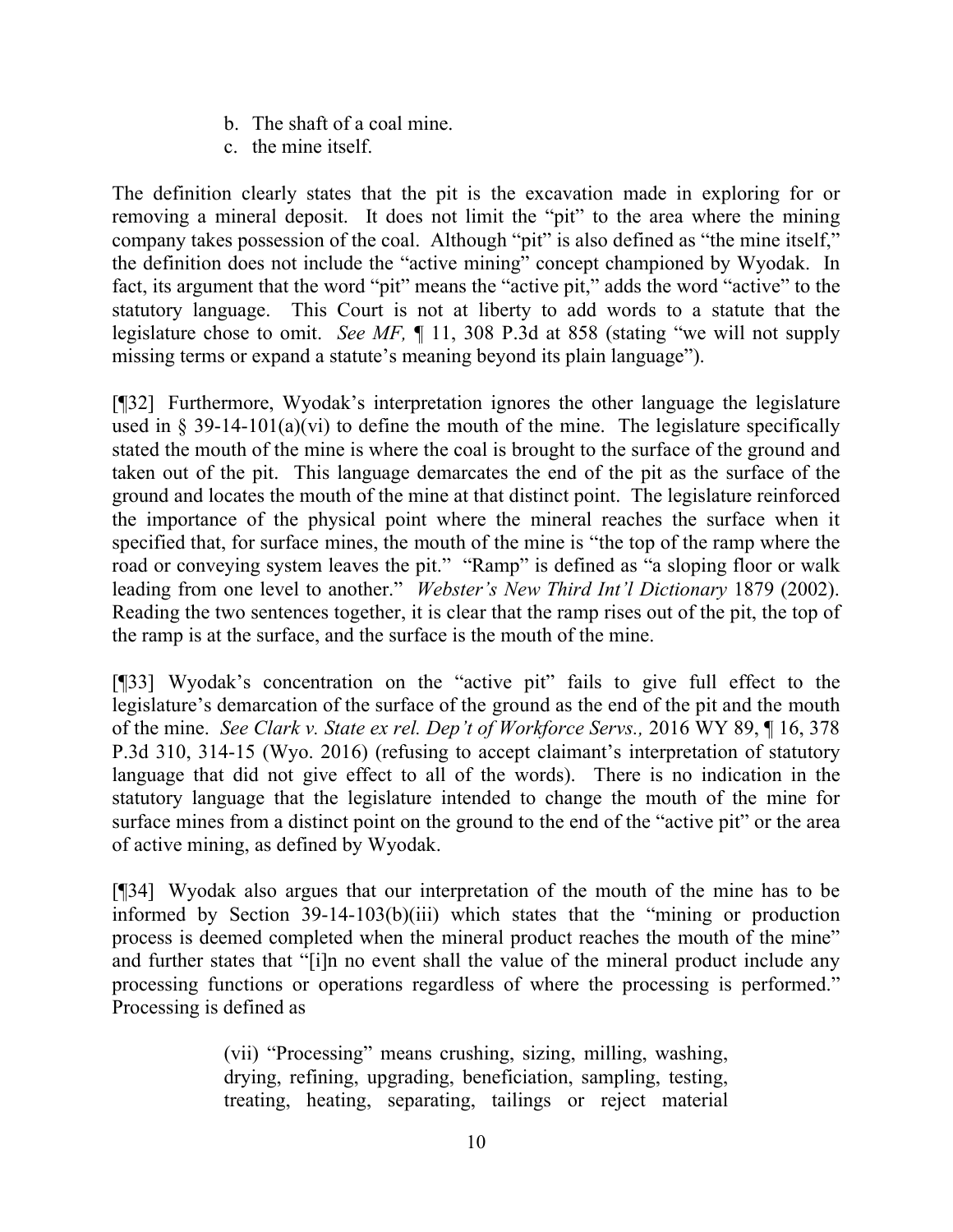b. The shaft of a coal mine.
c. the mine itself.

The definition clearly states that the pit is the excavation made in exploring for or removing a mineral deposit. It does not limit the "pit" to the area where the mining company takes possession of the coal. Although "pit" is also defined as "the mine itself," the definition does not include the "active mining" concept championed by Wyodak. In fact, its argument that the word "pit" means the "active pit," adds the word "active" to the statutory language. This Court is not at liberty to add words to a statute that the legislature chose to omit. *See MF,* ¶ 11, 308 P.3d at 858 (stating "we will not supply missing terms or expand a statute's meaning beyond its plain language").

[¶32] Furthermore, Wyodak's interpretation ignores the other language the legislature used in § 39-14-101(a)(vi) to define the mouth of the mine. The legislature specifically stated the mouth of the mine is where the coal is brought to the surface of the ground and taken out of the pit. This language demarcates the end of the pit as the surface of the ground and locates the mouth of the mine at that distinct point. The legislature reinforced the importance of the physical point where the mineral reaches the surface when it specified that, for surface mines, the mouth of the mine is "the top of the ramp where the road or conveying system leaves the pit." "Ramp" is defined as "a sloping floor or walk leading from one level to another." *Webster's New Third Int'l Dictionary* 1879 (2002). Reading the two sentences together, it is clear that the ramp rises out of the pit, the top of the ramp is at the surface, and the surface is the mouth of the mine.

[¶33] Wyodak's concentration on the "active pit" fails to give full effect to the legislature's demarcation of the surface of the ground as the end of the pit and the mouth of the mine. *See Clark v. State ex rel. Dep't of Workforce Servs.,* 2016 WY 89, ¶ 16, 378 P.3d 310, 314-15 (Wyo. 2016) (refusing to accept claimant's interpretation of statutory language that did not give effect to all of the words). There is no indication in the statutory language that the legislature intended to change the mouth of the mine for surface mines from a distinct point on the ground to the end of the "active pit" or the area of active mining, as defined by Wyodak.

[¶34] Wyodak also argues that our interpretation of the mouth of the mine has to be informed by Section 39-14-103(b)(iii) which states that the "mining or production process is deemed completed when the mineral product reaches the mouth of the mine" and further states that "[i]n no event shall the value of the mineral product include any processing functions or operations regardless of where the processing is performed." Processing is defined as

> (vii) "Processing" means crushing, sizing, milling, washing, drying, refining, upgrading, beneficiation, sampling, testing, treating, heating, separating, tailings or reject material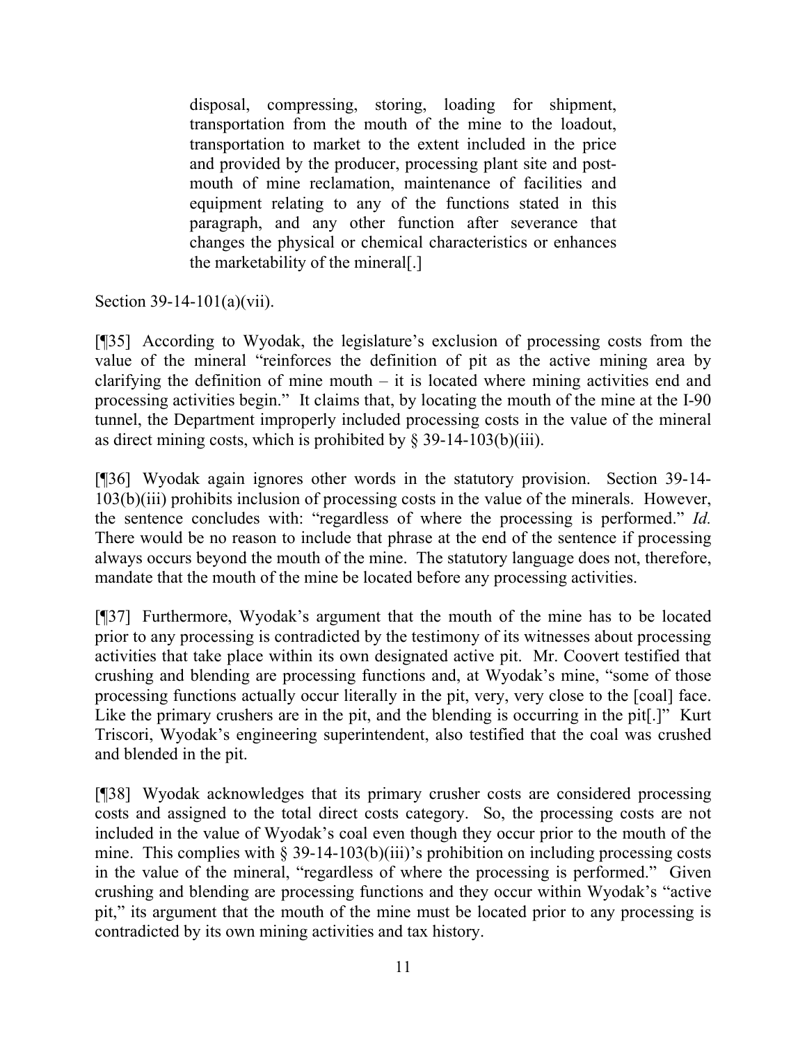> disposal, compressing, storing, loading for shipment, transportation from the mouth of the mine to the loadout, transportation to market to the extent included in the price and provided by the producer, processing plant site and post-mouth of mine reclamation, maintenance of facilities and equipment relating to any of the functions stated in this paragraph, and any other function after severance that changes the physical or chemical characteristics or enhances the marketability of the mineral[.]

Section 39-14-101(a)(vii).

[¶35] According to Wyodak, the legislature's exclusion of processing costs from the value of the mineral "reinforces the definition of pit as the active mining area by clarifying the definition of mine mouth – it is located where mining activities end and processing activities begin." It claims that, by locating the mouth of the mine at the I-90 tunnel, the Department improperly included processing costs in the value of the mineral as direct mining costs, which is prohibited by § 39-14-103(b)(iii).

[¶36] Wyodak again ignores other words in the statutory provision. Section 39-14-103(b)(iii) prohibits inclusion of processing costs in the value of the minerals. However, the sentence concludes with: "regardless of where the processing is performed." *Id.* There would be no reason to include that phrase at the end of the sentence if processing always occurs beyond the mouth of the mine. The statutory language does not, therefore, mandate that the mouth of the mine be located before any processing activities.

[¶37] Furthermore, Wyodak's argument that the mouth of the mine has to be located prior to any processing is contradicted by the testimony of its witnesses about processing activities that take place within its own designated active pit. Mr. Coovert testified that crushing and blending are processing functions and, at Wyodak's mine, "some of those processing functions actually occur literally in the pit, very, very close to the [coal] face. Like the primary crushers are in the pit, and the blending is occurring in the pit[.]" Kurt Triscori, Wyodak's engineering superintendent, also testified that the coal was crushed and blended in the pit.

[¶38] Wyodak acknowledges that its primary crusher costs are considered processing costs and assigned to the total direct costs category. So, the processing costs are not included in the value of Wyodak's coal even though they occur prior to the mouth of the mine. This complies with § 39-14-103(b)(iii)'s prohibition on including processing costs in the value of the mineral, "regardless of where the processing is performed." Given crushing and blending are processing functions and they occur within Wyodak's "active pit," its argument that the mouth of the mine must be located prior to any processing is contradicted by its own mining activities and tax history.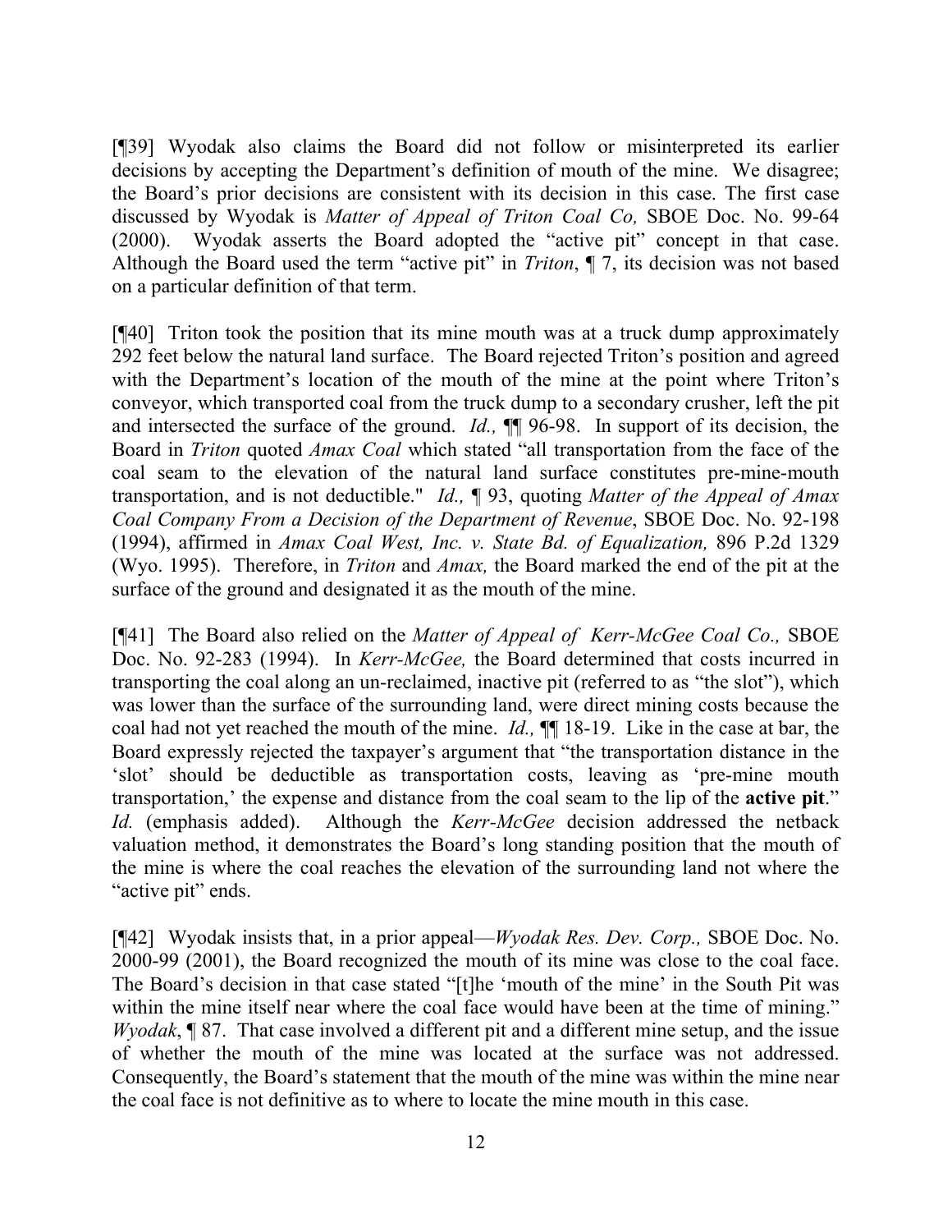[¶39] Wyodak also claims the Board did not follow or misinterpreted its earlier decisions by accepting the Department's definition of mouth of the mine. We disagree; the Board's prior decisions are consistent with its decision in this case. The first case discussed by Wyodak is *Matter of Appeal of Triton Coal Co,* SBOE Doc. No. 99-64 (2000). Wyodak asserts the Board adopted the "active pit" concept in that case. Although the Board used the term "active pit" in *Triton*, ¶ 7, its decision was not based on a particular definition of that term.

[¶40] Triton took the position that its mine mouth was at a truck dump approximately 292 feet below the natural land surface. The Board rejected Triton's position and agreed with the Department's location of the mouth of the mine at the point where Triton's conveyor, which transported coal from the truck dump to a secondary crusher, left the pit and intersected the surface of the ground. *Id.,* ¶¶ 96-98. In support of its decision, the Board in *Triton* quoted *Amax Coal* which stated "all transportation from the face of the coal seam to the elevation of the natural land surface constitutes pre-mine-mouth transportation, and is not deductible." *Id.,* ¶ 93, quoting *Matter of the Appeal of Amax Coal Company From a Decision of the Department of Revenue*, SBOE Doc. No. 92-198 (1994), affirmed in *Amax Coal West, Inc. v. State Bd. of Equalization,* 896 P.2d 1329 (Wyo. 1995). Therefore, in *Triton* and *Amax,* the Board marked the end of the pit at the surface of the ground and designated it as the mouth of the mine.

[¶41] The Board also relied on the *Matter of Appeal of Kerr-McGee Coal Co.,* SBOE Doc. No. 92-283 (1994). In *Kerr-McGee,* the Board determined that costs incurred in transporting the coal along an un-reclaimed, inactive pit (referred to as "the slot"), which was lower than the surface of the surrounding land, were direct mining costs because the coal had not yet reached the mouth of the mine. *Id.,* ¶¶ 18-19. Like in the case at bar, the Board expressly rejected the taxpayer's argument that "the transportation distance in the 'slot' should be deductible as transportation costs, leaving as 'pre-mine mouth transportation,' the expense and distance from the coal seam to the lip of the **active pit**." *Id.* (emphasis added). Although the *Kerr-McGee* decision addressed the netback valuation method, it demonstrates the Board's long standing position that the mouth of the mine is where the coal reaches the elevation of the surrounding land not where the "active pit" ends.

[¶42] Wyodak insists that, in a prior appeal—*Wyodak Res. Dev. Corp.,* SBOE Doc. No. 2000-99 (2001), the Board recognized the mouth of its mine was close to the coal face. The Board's decision in that case stated "[t]he 'mouth of the mine' in the South Pit was within the mine itself near where the coal face would have been at the time of mining." *Wyodak*, ¶ 87. That case involved a different pit and a different mine setup, and the issue of whether the mouth of the mine was located at the surface was not addressed. Consequently, the Board's statement that the mouth of the mine was within the mine near the coal face is not definitive as to where to locate the mine mouth in this case.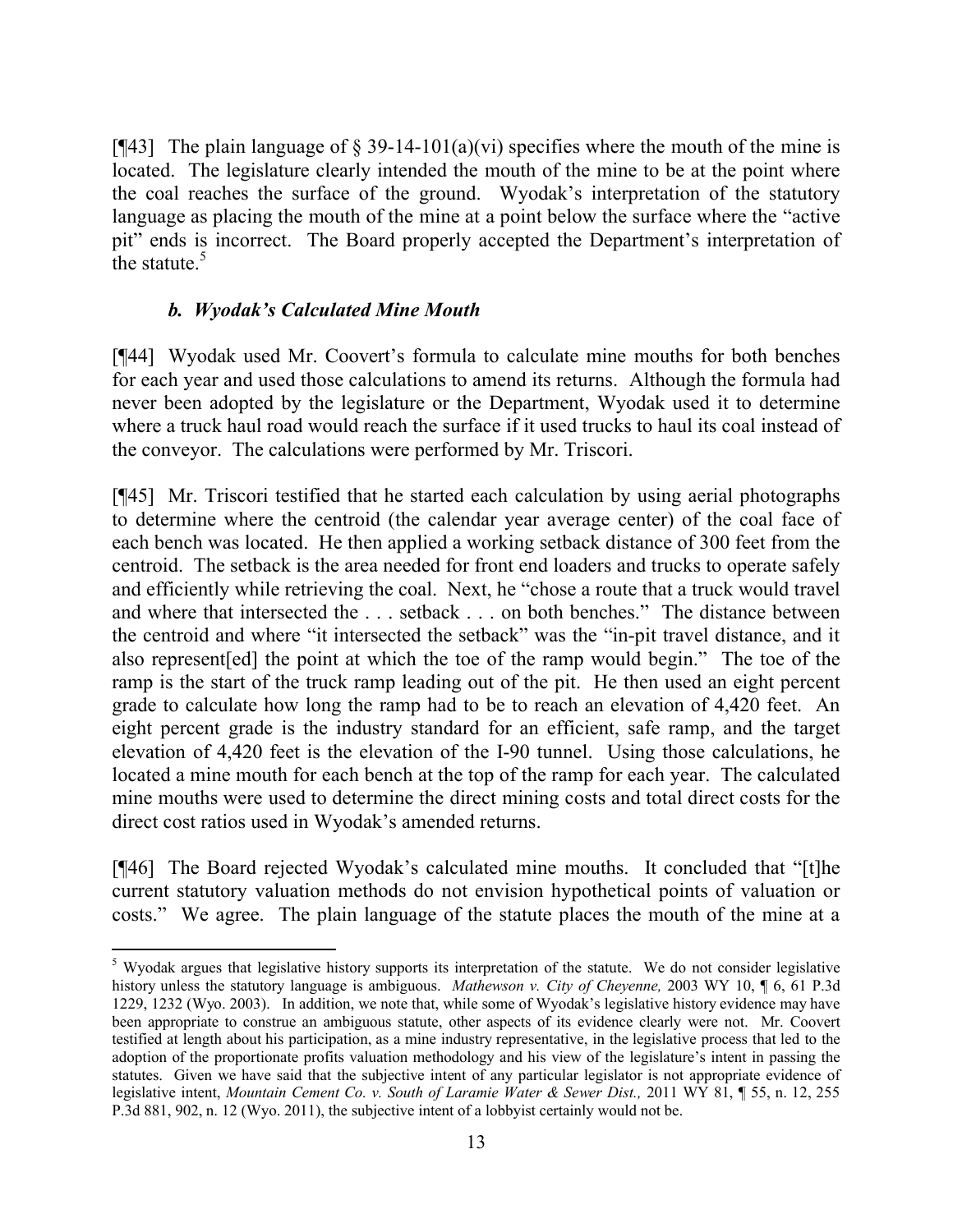[¶43] The plain language of § 39-14-101(a)(vi) specifies where the mouth of the mine is located. The legislature clearly intended the mouth of the mine to be at the point where the coal reaches the surface of the ground. Wyodak's interpretation of the statutory language as placing the mouth of the mine at a point below the surface where the "active pit" ends is incorrect. The Board properly accepted the Department's interpretation of the statute.[5]

### *b. Wyodak's Calculated Mine Mouth*

[¶44] Wyodak used Mr. Coovert's formula to calculate mine mouths for both benches for each year and used those calculations to amend its returns. Although the formula had never been adopted by the legislature or the Department, Wyodak used it to determine where a truck haul road would reach the surface if it used trucks to haul its coal instead of the conveyor. The calculations were performed by Mr. Triscori.

[¶45] Mr. Triscori testified that he started each calculation by using aerial photographs to determine where the centroid (the calendar year average center) of the coal face of each bench was located. He then applied a working setback distance of 300 feet from the centroid. The setback is the area needed for front end loaders and trucks to operate safely and efficiently while retrieving the coal. Next, he "chose a route that a truck would travel and where that intersected the . . . setback . . . on both benches." The distance between the centroid and where "it intersected the setback" was the "in-pit travel distance, and it also represent[ed] the point at which the toe of the ramp would begin." The toe of the ramp is the start of the truck ramp leading out of the pit. He then used an eight percent grade to calculate how long the ramp had to be to reach an elevation of 4,420 feet. An eight percent grade is the industry standard for an efficient, safe ramp, and the target elevation of 4,420 feet is the elevation of the I-90 tunnel. Using those calculations, he located a mine mouth for each bench at the top of the ramp for each year. The calculated mine mouths were used to determine the direct mining costs and total direct costs for the direct cost ratios used in Wyodak's amended returns.

[¶46] The Board rejected Wyodak's calculated mine mouths. It concluded that "[t]he current statutory valuation methods do not envision hypothetical points of valuation or costs." We agree. The plain language of the statute places the mouth of the mine at a

---

[5] Wyodak argues that legislative history supports its interpretation of the statute. We do not consider legislative history unless the statutory language is ambiguous. *Mathewson v. City of Cheyenne,* 2003 WY 10, ¶ 6, 61 P.3d 1229, 1232 (Wyo. 2003). In addition, we note that, while some of Wyodak's legislative history evidence may have been appropriate to construe an ambiguous statute, other aspects of its evidence clearly were not. Mr. Coovert testified at length about his participation, as a mine industry representative, in the legislative process that led to the adoption of the proportionate profits valuation methodology and his view of the legislature's intent in passing the statutes. Given we have said that the subjective intent of any particular legislator is not appropriate evidence of legislative intent, *Mountain Cement Co. v. South of Laramie Water & Sewer Dist.,* 2011 WY 81, ¶ 55, n. 12, 255 P.3d 881, 902, n. 12 (Wyo. 2011), the subjective intent of a lobbyist certainly would not be.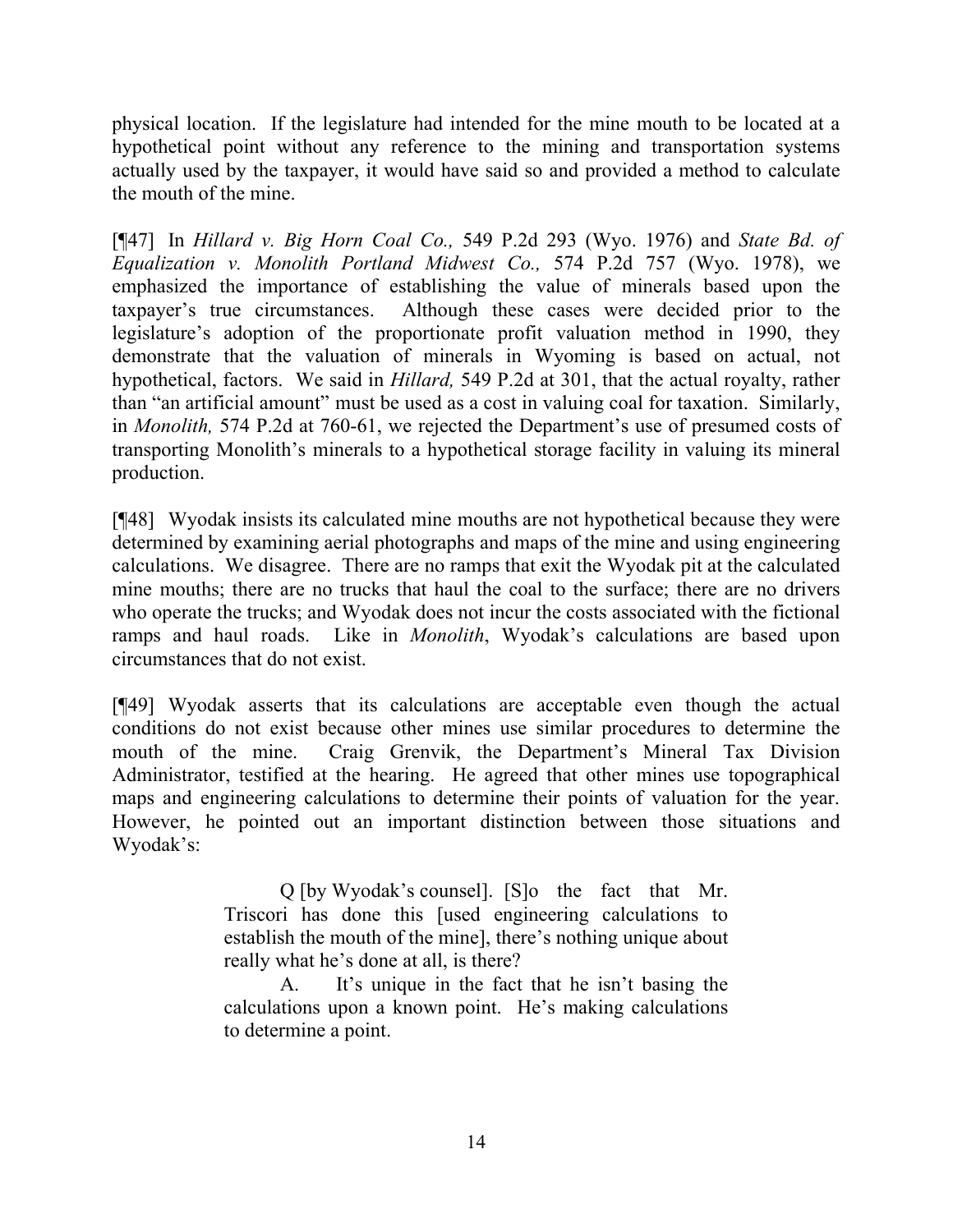physical location. If the legislature had intended for the mine mouth to be located at a hypothetical point without any reference to the mining and transportation systems actually used by the taxpayer, it would have said so and provided a method to calculate the mouth of the mine.

[¶47] In *Hillard v. Big Horn Coal Co.,* 549 P.2d 293 (Wyo. 1976) and *State Bd. of Equalization v. Monolith Portland Midwest Co.,* 574 P.2d 757 (Wyo. 1978), we emphasized the importance of establishing the value of minerals based upon the taxpayer's true circumstances. Although these cases were decided prior to the legislature's adoption of the proportionate profit valuation method in 1990, they demonstrate that the valuation of minerals in Wyoming is based on actual, not hypothetical, factors. We said in *Hillard,* 549 P.2d at 301, that the actual royalty, rather than "an artificial amount" must be used as a cost in valuing coal for taxation. Similarly, in *Monolith,* 574 P.2d at 760-61, we rejected the Department's use of presumed costs of transporting Monolith's minerals to a hypothetical storage facility in valuing its mineral production.

[¶48] Wyodak insists its calculated mine mouths are not hypothetical because they were determined by examining aerial photographs and maps of the mine and using engineering calculations. We disagree. There are no ramps that exit the Wyodak pit at the calculated mine mouths; there are no trucks that haul the coal to the surface; there are no drivers who operate the trucks; and Wyodak does not incur the costs associated with the fictional ramps and haul roads. Like in *Monolith*, Wyodak's calculations are based upon circumstances that do not exist.

[¶49] Wyodak asserts that its calculations are acceptable even though the actual conditions do not exist because other mines use similar procedures to determine the mouth of the mine. Craig Grenvik, the Department's Mineral Tax Division Administrator, testified at the hearing. He agreed that other mines use topographical maps and engineering calculations to determine their points of valuation for the year. However, he pointed out an important distinction between those situations and Wyodak's:

> Q [by Wyodak's counsel]. [S]o the fact that Mr. Triscori has done this [used engineering calculations to establish the mouth of the mine], there's nothing unique about really what he's done at all, is there?
>
> A. It's unique in the fact that he isn't basing the calculations upon a known point. He's making calculations to determine a point.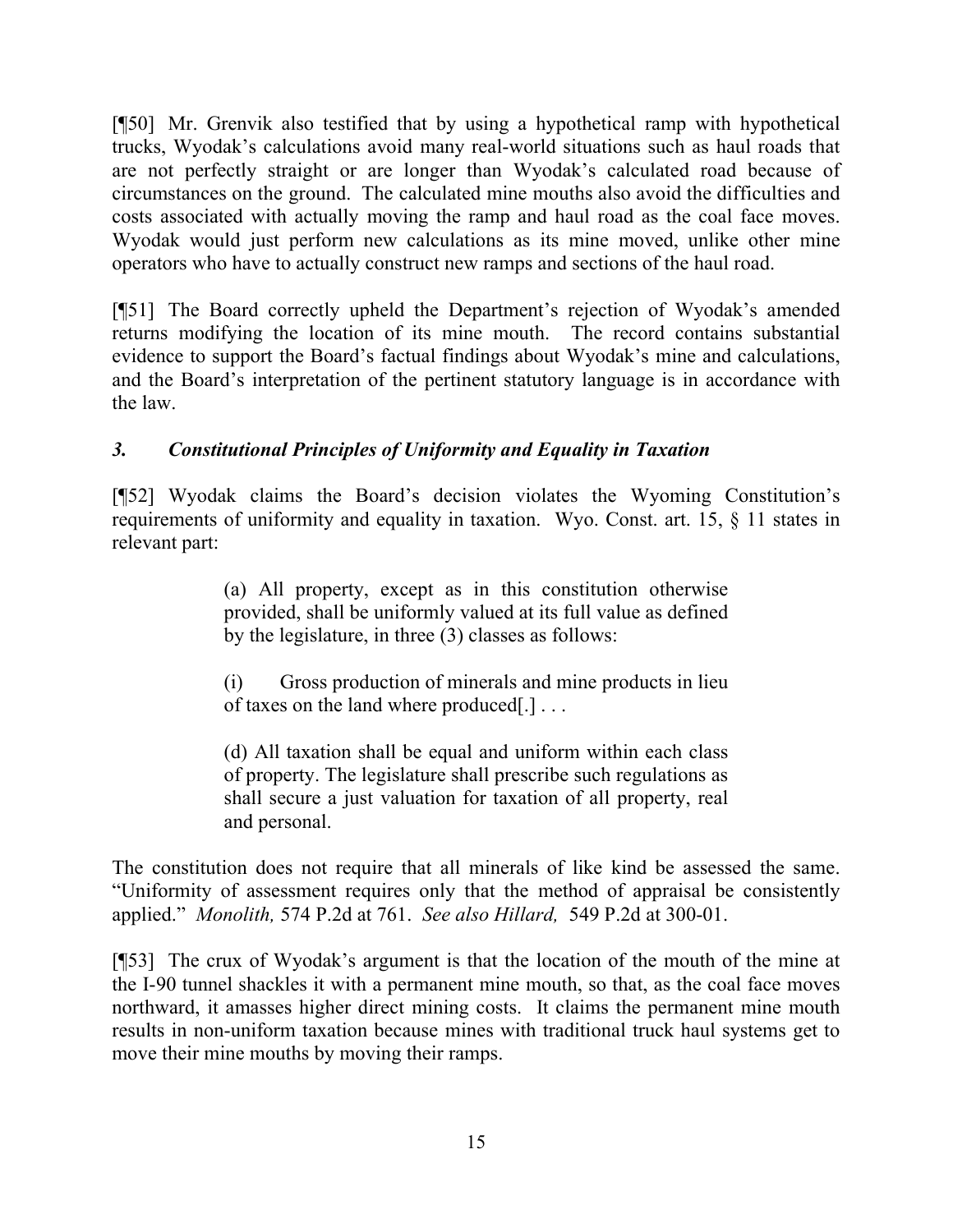[¶50] Mr. Grenvik also testified that by using a hypothetical ramp with hypothetical trucks, Wyodak's calculations avoid many real-world situations such as haul roads that are not perfectly straight or are longer than Wyodak's calculated road because of circumstances on the ground. The calculated mine mouths also avoid the difficulties and costs associated with actually moving the ramp and haul road as the coal face moves. Wyodak would just perform new calculations as its mine moved, unlike other mine operators who have to actually construct new ramps and sections of the haul road.

[¶51] The Board correctly upheld the Department's rejection of Wyodak's amended returns modifying the location of its mine mouth. The record contains substantial evidence to support the Board's factual findings about Wyodak's mine and calculations, and the Board's interpretation of the pertinent statutory language is in accordance with the law.

### *3. Constitutional Principles of Uniformity and Equality in Taxation*

[¶52] Wyodak claims the Board's decision violates the Wyoming Constitution's requirements of uniformity and equality in taxation. Wyo. Const. art. 15, § 11 states in relevant part:

> (a) All property, except as in this constitution otherwise provided, shall be uniformly valued at its full value as defined by the legislature, in three (3) classes as follows:
>
> (i) Gross production of minerals and mine products in lieu of taxes on the land where produced[.] . . .
>
> (d) All taxation shall be equal and uniform within each class of property. The legislature shall prescribe such regulations as shall secure a just valuation for taxation of all property, real and personal.

The constitution does not require that all minerals of like kind be assessed the same. "Uniformity of assessment requires only that the method of appraisal be consistently applied." *Monolith,* 574 P.2d at 761. *See also Hillard,* 549 P.2d at 300-01.

[¶53] The crux of Wyodak's argument is that the location of the mouth of the mine at the I-90 tunnel shackles it with a permanent mine mouth, so that, as the coal face moves northward, it amasses higher direct mining costs. It claims the permanent mine mouth results in non-uniform taxation because mines with traditional truck haul systems get to move their mine mouths by moving their ramps.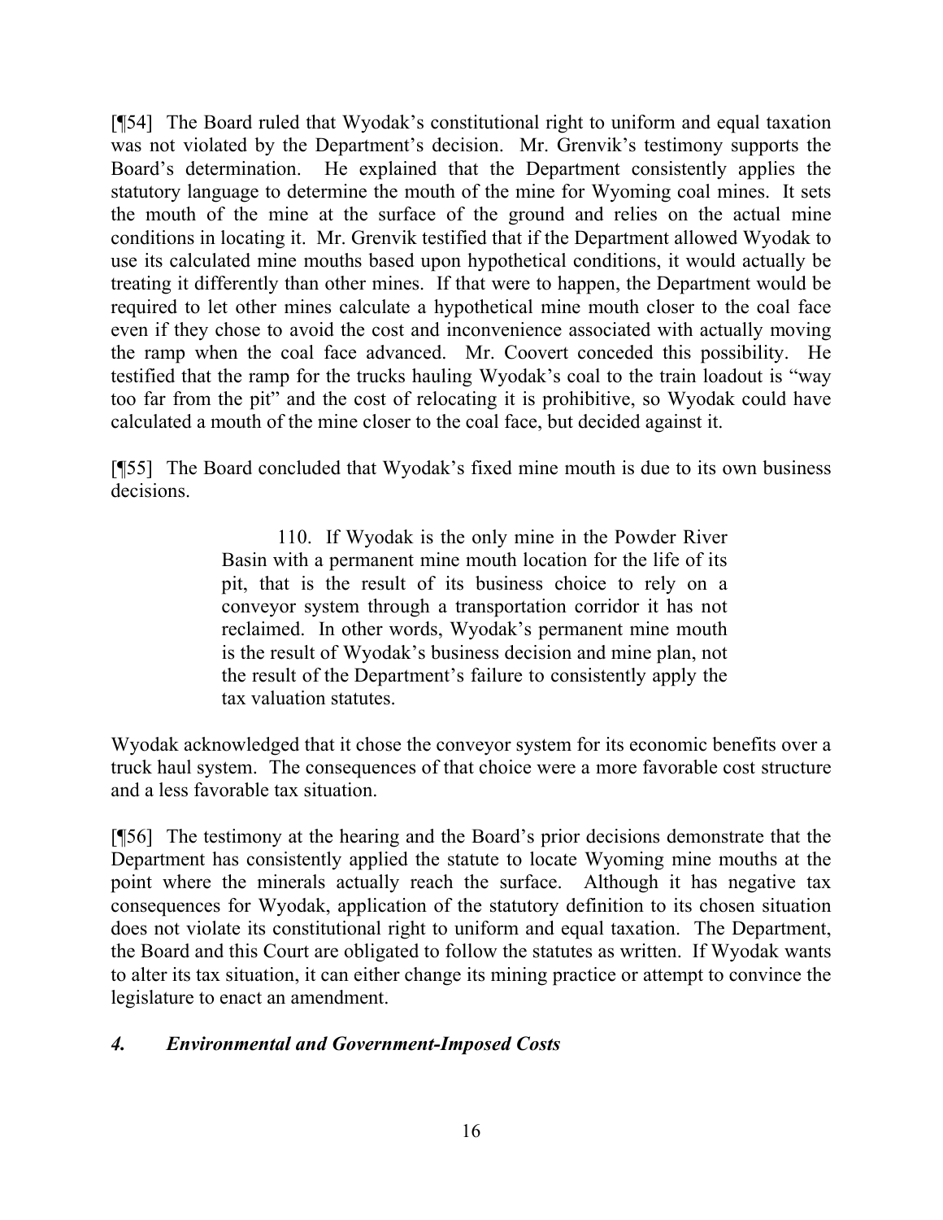[¶54] The Board ruled that Wyodak's constitutional right to uniform and equal taxation was not violated by the Department's decision. Mr. Grenvik's testimony supports the Board's determination. He explained that the Department consistently applies the statutory language to determine the mouth of the mine for Wyoming coal mines. It sets the mouth of the mine at the surface of the ground and relies on the actual mine conditions in locating it. Mr. Grenvik testified that if the Department allowed Wyodak to use its calculated mine mouths based upon hypothetical conditions, it would actually be treating it differently than other mines. If that were to happen, the Department would be required to let other mines calculate a hypothetical mine mouth closer to the coal face even if they chose to avoid the cost and inconvenience associated with actually moving the ramp when the coal face advanced. Mr. Coovert conceded this possibility. He testified that the ramp for the trucks hauling Wyodak's coal to the train loadout is "way too far from the pit" and the cost of relocating it is prohibitive, so Wyodak could have calculated a mouth of the mine closer to the coal face, but decided against it.

[¶55] The Board concluded that Wyodak's fixed mine mouth is due to its own business decisions.

> 110. If Wyodak is the only mine in the Powder River Basin with a permanent mine mouth location for the life of its pit, that is the result of its business choice to rely on a conveyor system through a transportation corridor it has not reclaimed. In other words, Wyodak's permanent mine mouth is the result of Wyodak's business decision and mine plan, not the result of the Department's failure to consistently apply the tax valuation statutes.

Wyodak acknowledged that it chose the conveyor system for its economic benefits over a truck haul system. The consequences of that choice were a more favorable cost structure and a less favorable tax situation.

[¶56] The testimony at the hearing and the Board's prior decisions demonstrate that the Department has consistently applied the statute to locate Wyoming mine mouths at the point where the minerals actually reach the surface. Although it has negative tax consequences for Wyodak, application of the statutory definition to its chosen situation does not violate its constitutional right to uniform and equal taxation. The Department, the Board and this Court are obligated to follow the statutes as written. If Wyodak wants to alter its tax situation, it can either change its mining practice or attempt to convince the legislature to enact an amendment.

### *4. Environmental and Government-Imposed Costs*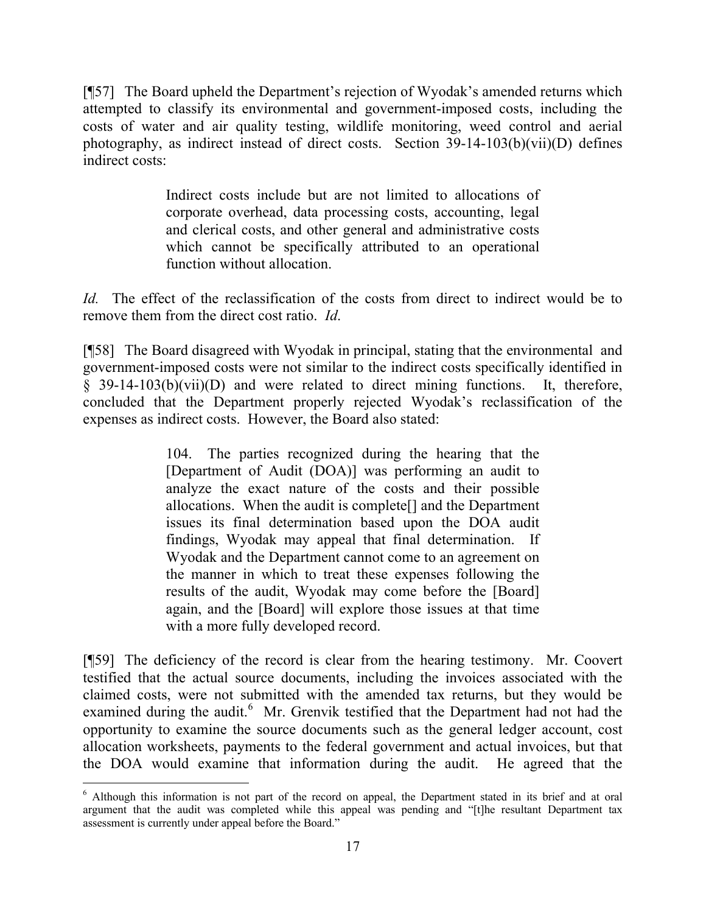[¶57] The Board upheld the Department's rejection of Wyodak's amended returns which attempted to classify its environmental and government-imposed costs, including the costs of water and air quality testing, wildlife monitoring, weed control and aerial photography, as indirect instead of direct costs. Section 39-14-103(b)(vii)(D) defines indirect costs:

> Indirect costs include but are not limited to allocations of corporate overhead, data processing costs, accounting, legal and clerical costs, and other general and administrative costs which cannot be specifically attributed to an operational function without allocation.

*Id.* The effect of the reclassification of the costs from direct to indirect would be to remove them from the direct cost ratio. *Id.*

[¶58] The Board disagreed with Wyodak in principal, stating that the environmental and government-imposed costs were not similar to the indirect costs specifically identified in § 39-14-103(b)(vii)(D) and were related to direct mining functions. It, therefore, concluded that the Department properly rejected Wyodak's reclassification of the expenses as indirect costs. However, the Board also stated:

> 104. The parties recognized during the hearing that the [Department of Audit (DOA)] was performing an audit to analyze the exact nature of the costs and their possible allocations. When the audit is complete[] and the Department issues its final determination based upon the DOA audit findings, Wyodak may appeal that final determination. If Wyodak and the Department cannot come to an agreement on the manner in which to treat these expenses following the results of the audit, Wyodak may come before the [Board] again, and the [Board] will explore those issues at that time with a more fully developed record.

[¶59] The deficiency of the record is clear from the hearing testimony. Mr. Coovert testified that the actual source documents, including the invoices associated with the claimed costs, were not submitted with the amended tax returns, but they would be examined during the audit.[6] Mr. Grenvik testified that the Department had not had the opportunity to examine the source documents such as the general ledger account, cost allocation worksheets, payments to the federal government and actual invoices, but that the DOA would examine that information during the audit. He agreed that the

[6] Although this information is not part of the record on appeal, the Department stated in its brief and at oral argument that the audit was completed while this appeal was pending and "[t]he resultant Department tax assessment is currently under appeal before the Board."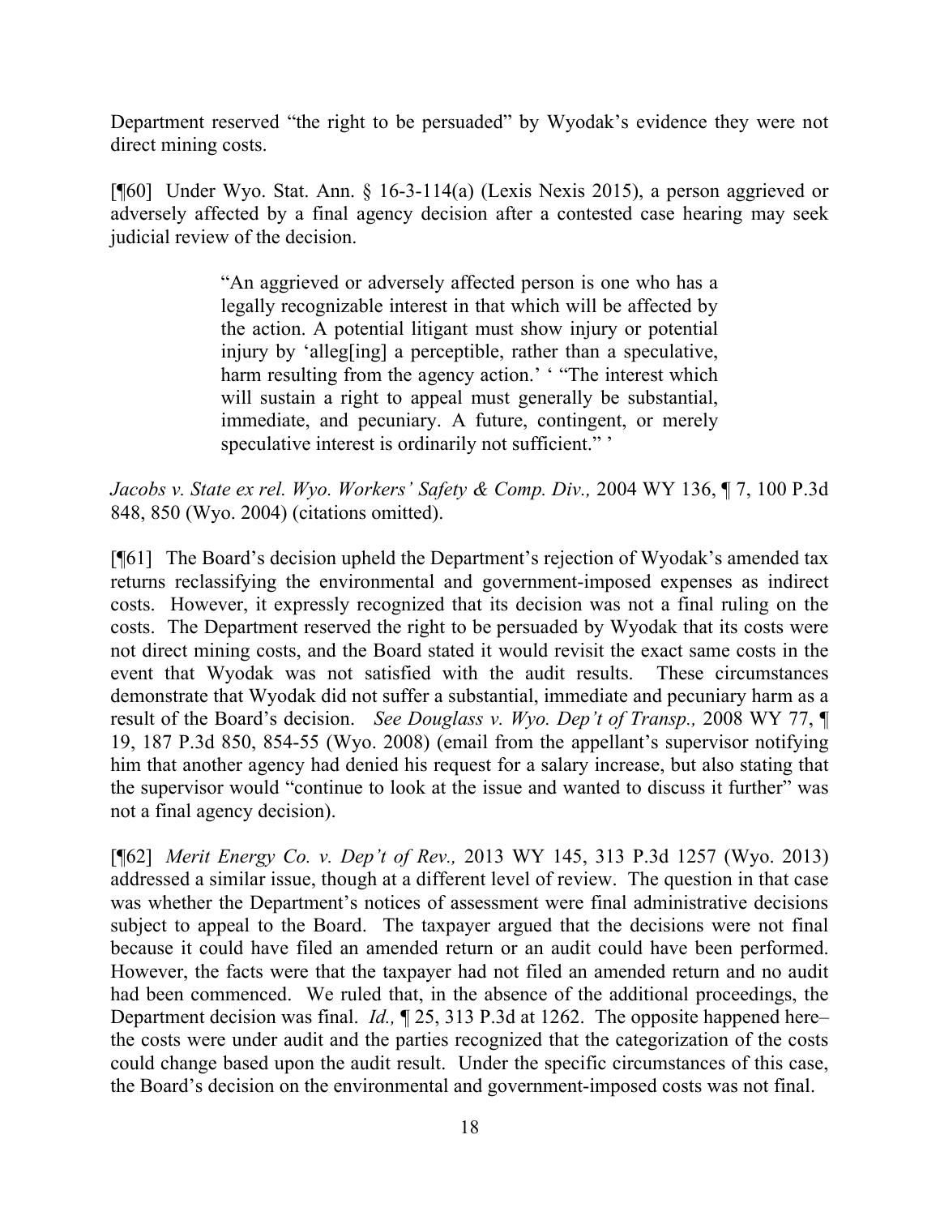Department reserved "the right to be persuaded" by Wyodak's evidence they were not direct mining costs.

[¶60] Under Wyo. Stat. Ann. § 16-3-114(a) (Lexis Nexis 2015), a person aggrieved or adversely affected by a final agency decision after a contested case hearing may seek judicial review of the decision.

> "An aggrieved or adversely affected person is one who has a legally recognizable interest in that which will be affected by the action. A potential litigant must show injury or potential injury by 'alleg[ing] a perceptible, rather than a speculative, harm resulting from the agency action.' ' "The interest which will sustain a right to appeal must generally be substantial, immediate, and pecuniary. A future, contingent, or merely speculative interest is ordinarily not sufficient." '

*Jacobs v. State ex rel. Wyo. Workers' Safety & Comp. Div.,* 2004 WY 136, ¶ 7, 100 P.3d 848, 850 (Wyo. 2004) (citations omitted).

[¶61] The Board's decision upheld the Department's rejection of Wyodak's amended tax returns reclassifying the environmental and government-imposed expenses as indirect costs. However, it expressly recognized that its decision was not a final ruling on the costs. The Department reserved the right to be persuaded by Wyodak that its costs were not direct mining costs, and the Board stated it would revisit the exact same costs in the event that Wyodak was not satisfied with the audit results. These circumstances demonstrate that Wyodak did not suffer a substantial, immediate and pecuniary harm as a result of the Board's decision. *See Douglass v. Wyo. Dep't of Transp.,* 2008 WY 77, ¶ 19, 187 P.3d 850, 854-55 (Wyo. 2008) (email from the appellant's supervisor notifying him that another agency had denied his request for a salary increase, but also stating that the supervisor would "continue to look at the issue and wanted to discuss it further" was not a final agency decision).

[¶62] *Merit Energy Co. v. Dep't of Rev.,* 2013 WY 145, 313 P.3d 1257 (Wyo. 2013) addressed a similar issue, though at a different level of review. The question in that case was whether the Department's notices of assessment were final administrative decisions subject to appeal to the Board. The taxpayer argued that the decisions were not final because it could have filed an amended return or an audit could have been performed. However, the facts were that the taxpayer had not filed an amended return and no audit had been commenced. We ruled that, in the absence of the additional proceedings, the Department decision was final. *Id.,* ¶ 25, 313 P.3d at 1262. The opposite happened here– the costs were under audit and the parties recognized that the categorization of the costs could change based upon the audit result. Under the specific circumstances of this case, the Board's decision on the environmental and government-imposed costs was not final.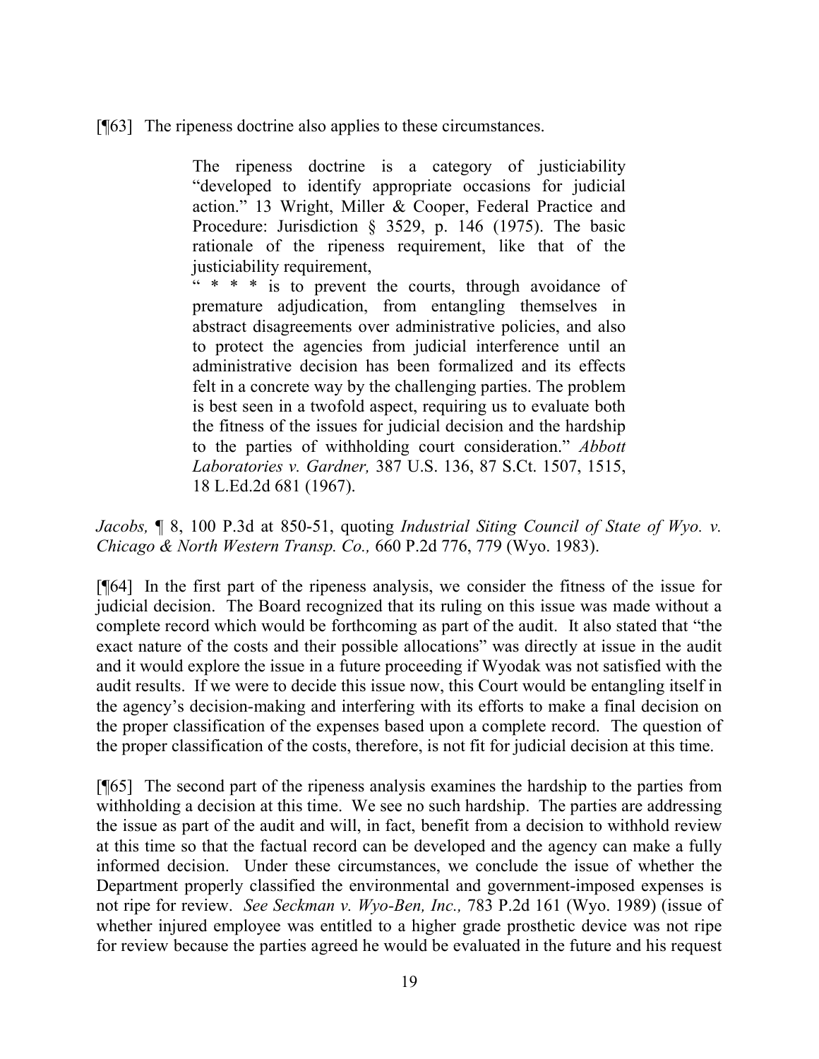[¶63] The ripeness doctrine also applies to these circumstances.

> The ripeness doctrine is a category of justiciability "developed to identify appropriate occasions for judicial action." 13 Wright, Miller & Cooper, Federal Practice and Procedure: Jurisdiction § 3529, p. 146 (1975). The basic rationale of the ripeness requirement, like that of the justiciability requirement,
>
> " * * * is to prevent the courts, through avoidance of premature adjudication, from entangling themselves in abstract disagreements over administrative policies, and also to protect the agencies from judicial interference until an administrative decision has been formalized and its effects felt in a concrete way by the challenging parties. The problem is best seen in a twofold aspect, requiring us to evaluate both the fitness of the issues for judicial decision and the hardship to the parties of withholding court consideration." *Abbott Laboratories v. Gardner,* 387 U.S. 136, 87 S.Ct. 1507, 1515, 18 L.Ed.2d 681 (1967).

*Jacobs,* ¶ 8, 100 P.3d at 850-51, quoting *Industrial Siting Council of State of Wyo. v. Chicago & North Western Transp. Co.,* 660 P.2d 776, 779 (Wyo. 1983).

[¶64] In the first part of the ripeness analysis, we consider the fitness of the issue for judicial decision. The Board recognized that its ruling on this issue was made without a complete record which would be forthcoming as part of the audit. It also stated that "the exact nature of the costs and their possible allocations" was directly at issue in the audit and it would explore the issue in a future proceeding if Wyodak was not satisfied with the audit results. If we were to decide this issue now, this Court would be entangling itself in the agency's decision-making and interfering with its efforts to make a final decision on the proper classification of the expenses based upon a complete record. The question of the proper classification of the costs, therefore, is not fit for judicial decision at this time.

[¶65] The second part of the ripeness analysis examines the hardship to the parties from withholding a decision at this time. We see no such hardship. The parties are addressing the issue as part of the audit and will, in fact, benefit from a decision to withhold review at this time so that the factual record can be developed and the agency can make a fully informed decision. Under these circumstances, we conclude the issue of whether the Department properly classified the environmental and government-imposed expenses is not ripe for review. *See Seckman v. Wyo-Ben, Inc.,* 783 P.2d 161 (Wyo. 1989) (issue of whether injured employee was entitled to a higher grade prosthetic device was not ripe for review because the parties agreed he would be evaluated in the future and his request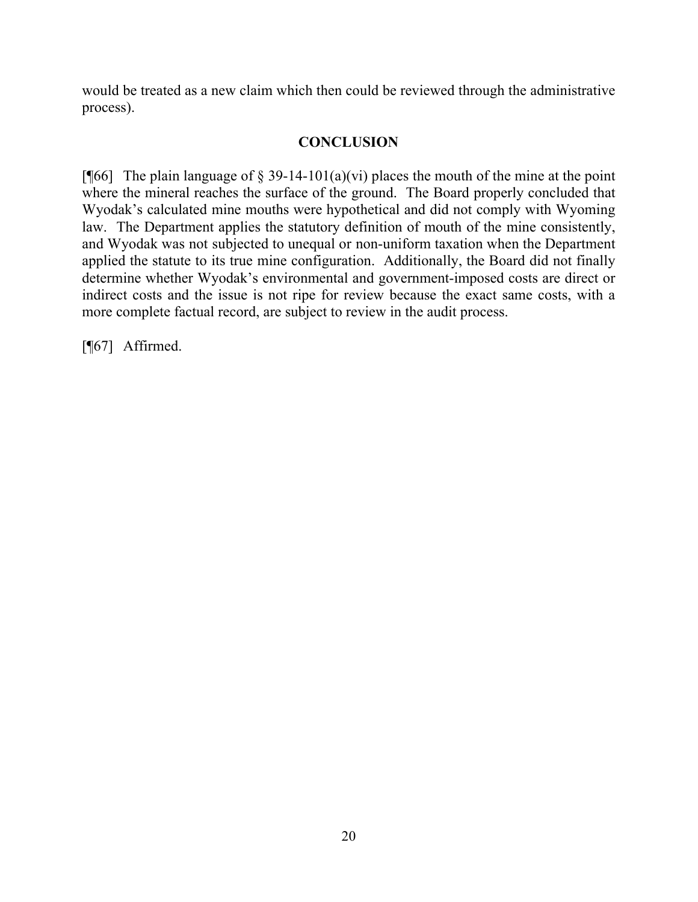would be treated as a new claim which then could be reviewed through the administrative process).

## CONCLUSION

[¶66] The plain language of § 39-14-101(a)(vi) places the mouth of the mine at the point where the mineral reaches the surface of the ground. The Board properly concluded that Wyodak's calculated mine mouths were hypothetical and did not comply with Wyoming law. The Department applies the statutory definition of mouth of the mine consistently, and Wyodak was not subjected to unequal or non-uniform taxation when the Department applied the statute to its true mine configuration. Additionally, the Board did not finally determine whether Wyodak's environmental and government-imposed costs are direct or indirect costs and the issue is not ripe for review because the exact same costs, with a more complete factual record, are subject to review in the audit process.

[¶67] Affirmed.